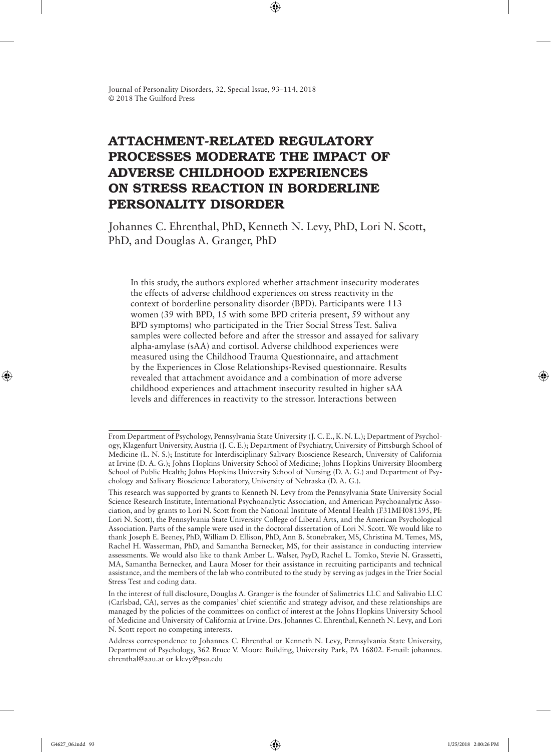# ATTACHMENT-RELATED REGULATORY PROCESSES MODERATE THE IMPACT OF ADVERSE CHILDHOOD EXPERIENCES ON STRESS REACTION IN BORDERLINE PERSONALITY DISORDER

Johannes C. Ehrenthal, PhD, Kenneth N. Levy, PhD, Lori N. Scott, PhD, and Douglas A. Granger, PhD

In this study, the authors explored whether attachment insecurity moderates the effects of adverse childhood experiences on stress reactivity in the context of borderline personality disorder (BPD). Participants were 113 women (39 with BPD, 15 with some BPD criteria present, 59 without any BPD symptoms) who participated in the Trier Social Stress Test. Saliva samples were collected before and after the stressor and assayed for salivary alpha-amylase (sAA) and cortisol. Adverse childhood experiences were measured using the Childhood Trauma Questionnaire, and attachment by the Experiences in Close Relationships-Revised questionnaire. Results revealed that attachment avoidance and a combination of more adverse childhood experiences and attachment insecurity resulted in higher sAA levels and differences in reactivity to the stressor. Interactions between

---

From Department of Psychology, Pennsylvania State University (J. C. E., K. N. L.); Department of Psychology, Klagenfurt University, Austria (J. C. E.); Department of Psychiatry, University of Pittsburgh School of Medicine (L. N. S.); Institute for Interdisciplinary Salivary Bioscience Research, University of California at Irvine (D. A. G.); Johns Hopkins University School of Medicine; Johns Hopkins University Bloomberg School of Public Health; Johns Hopkins University School of Nursing (D. A. G.) and Department of Psychology and Salivary Bioscience Laboratory, University of Nebraska (D. A. G.).

This research was supported by grants to Kenneth N. Levy from the Pennsylvania State University Social Science Research Institute, International Psychoanalytic Association, and American Psychoanalytic Association, and by grants to Lori N. Scott from the National Institute of Mental Health (F31MH081395, PI: Lori N. Scott), the Pennsylvania State University College of Liberal Arts, and the American Psychological Association. Parts of the sample were used in the doctoral dissertation of Lori N. Scott. We would like to thank Joseph E. Beeney, PhD, William D. Ellison, PhD, Ann B. Stonebraker, MS, Christina M. Temes, MS, Rachel H. Wasserman, PhD, and Samantha Bernecker, MS, for their assistance in conducting interview assessments. We would also like to thank Amber L. Walser, PsyD, Rachel L. Tomko, Stevie N. Grassetti, MA, Samantha Bernecker, and Laura Moser for their assistance in recruiting participants and technical assistance, and the members of the lab who contributed to the study by serving as judges in the Trier Social Stress Test and coding data.

In the interest of full disclosure, Douglas A. Granger is the founder of Salimetrics LLC and Salivabio LLC (Carlsbad, CA), serves as the companies' chief scientific and strategy advisor, and these relationships are managed by the policies of the committees on conflict of interest at the Johns Hopkins University School of Medicine and University of California at Irvine. Drs. Johannes C. Ehrenthal, Kenneth N. Levy, and Lori N. Scott report no competing interests.

Address correspondence to Johannes C. Ehrenthal or Kenneth N. Levy, Pennsylvania State University, Department of Psychology, 362 Bruce V. Moore Building, University Park, PA 16802. E-mail: johannes.ehrenthal@aau.at or klevy@psu.edu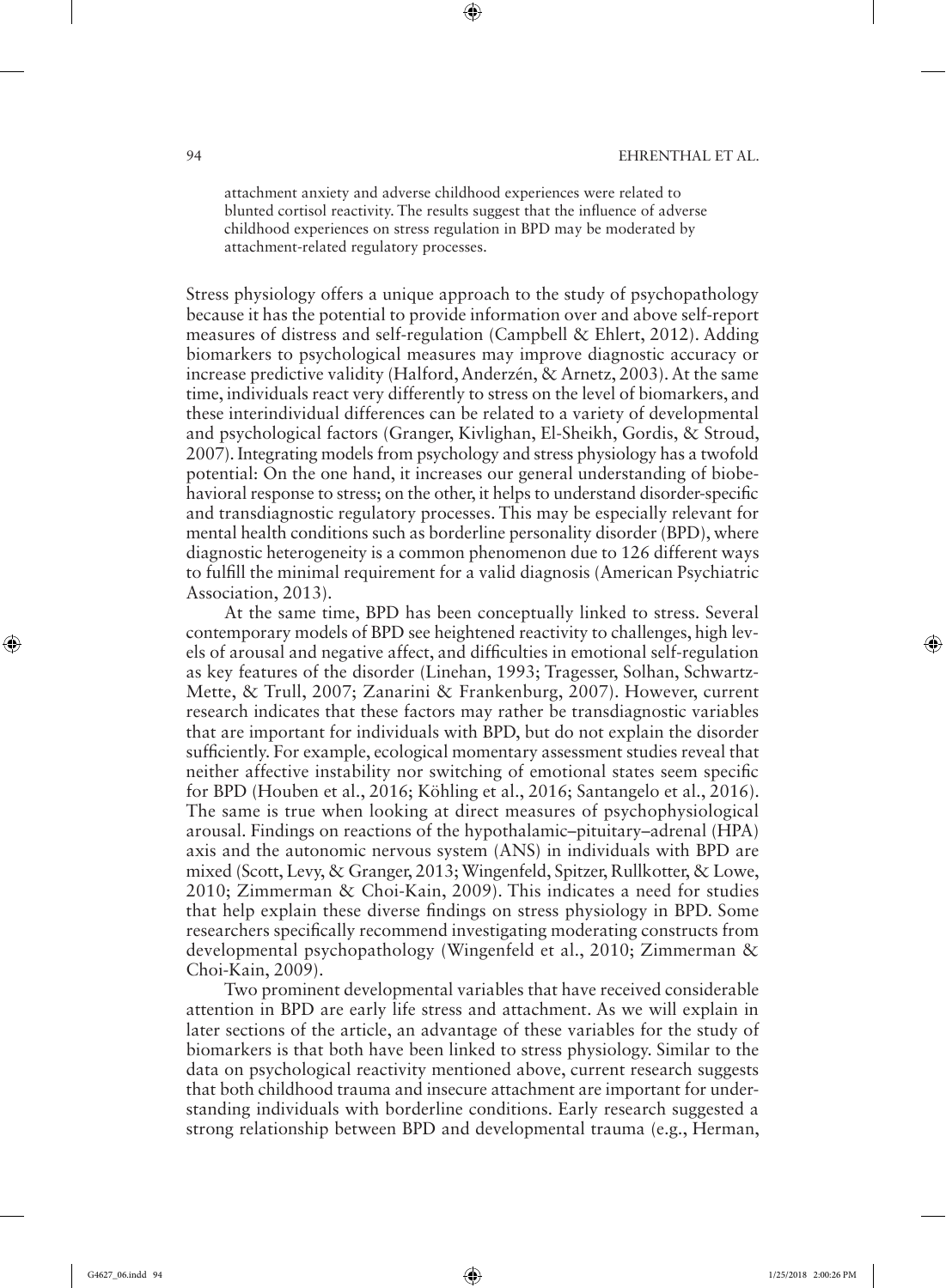attachment anxiety and adverse childhood experiences were related to blunted cortisol reactivity. The results suggest that the influence of adverse childhood experiences on stress regulation in BPD may be moderated by attachment-related regulatory processes.

Stress physiology offers a unique approach to the study of psychopathology because it has the potential to provide information over and above self-report measures of distress and self-regulation (Campbell & Ehlert, 2012). Adding biomarkers to psychological measures may improve diagnostic accuracy or increase predictive validity (Halford, Anderzén, & Arnetz, 2003). At the same time, individuals react very differently to stress on the level of biomarkers, and these interindividual differences can be related to a variety of developmental and psychological factors (Granger, Kivlighan, El-Sheikh, Gordis, & Stroud, 2007). Integrating models from psychology and stress physiology has a twofold potential: On the one hand, it increases our general understanding of biobehavioral response to stress; on the other, it helps to understand disorder-specific and transdiagnostic regulatory processes. This may be especially relevant for mental health conditions such as borderline personality disorder (BPD), where diagnostic heterogeneity is a common phenomenon due to 126 different ways to fulfill the minimal requirement for a valid diagnosis (American Psychiatric Association, 2013).

At the same time, BPD has been conceptually linked to stress. Several contemporary models of BPD see heightened reactivity to challenges, high levels of arousal and negative affect, and difficulties in emotional self-regulation as key features of the disorder (Linehan, 1993; Tragesser, Solhan, Schwartz-Mette, & Trull, 2007; Zanarini & Frankenburg, 2007). However, current research indicates that these factors may rather be transdiagnostic variables that are important for individuals with BPD, but do not explain the disorder sufficiently. For example, ecological momentary assessment studies reveal that neither affective instability nor switching of emotional states seem specific for BPD (Houben et al., 2016; Köhling et al., 2016; Santangelo et al., 2016). The same is true when looking at direct measures of psychophysiological arousal. Findings on reactions of the hypothalamic–pituitary–adrenal (HPA) axis and the autonomic nervous system (ANS) in individuals with BPD are mixed (Scott, Levy, & Granger, 2013; Wingenfeld, Spitzer, Rullkotter, & Lowe, 2010; Zimmerman & Choi-Kain, 2009). This indicates a need for studies that help explain these diverse findings on stress physiology in BPD. Some researchers specifically recommend investigating moderating constructs from developmental psychopathology (Wingenfeld et al., 2010; Zimmerman & Choi-Kain, 2009).

Two prominent developmental variables that have received considerable attention in BPD are early life stress and attachment. As we will explain in later sections of the article, an advantage of these variables for the study of biomarkers is that both have been linked to stress physiology. Similar to the data on psychological reactivity mentioned above, current research suggests that both childhood trauma and insecure attachment are important for understanding individuals with borderline conditions. Early research suggested a strong relationship between BPD and developmental trauma (e.g., Herman,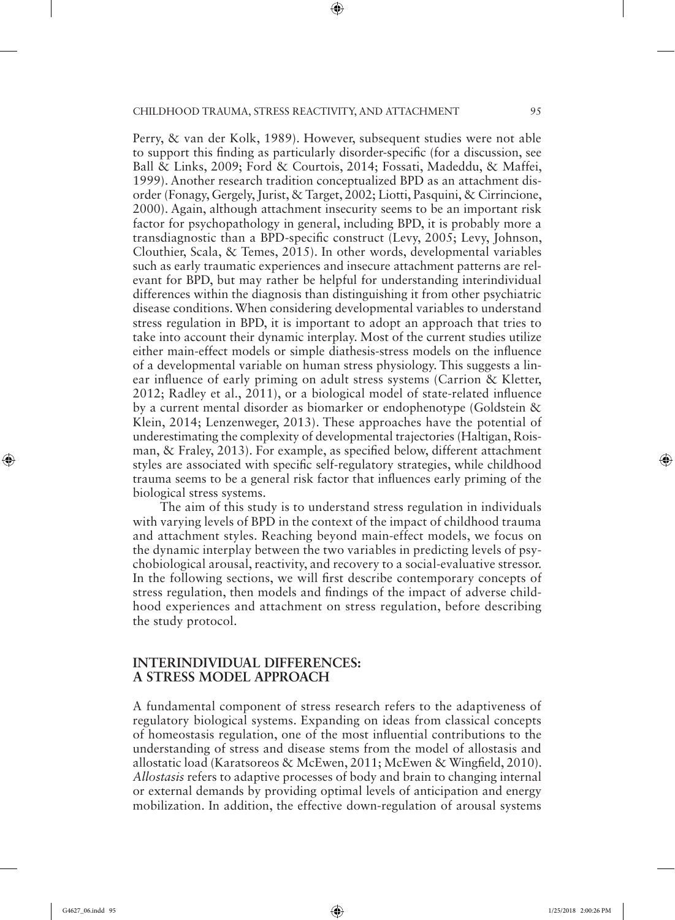Perry, & van der Kolk, 1989). However, subsequent studies were not able to support this finding as particularly disorder-specific (for a discussion, see Ball & Links, 2009; Ford & Courtois, 2014; Fossati, Madeddu, & Maffei, 1999). Another research tradition conceptualized BPD as an attachment disorder (Fonagy, Gergely, Jurist, & Target, 2002; Liotti, Pasquini, & Cirrincione, 2000). Again, although attachment insecurity seems to be an important risk factor for psychopathology in general, including BPD, it is probably more a transdiagnostic than a BPD-specific construct (Levy, 2005; Levy, Johnson, Clouthier, Scala, & Temes, 2015). In other words, developmental variables such as early traumatic experiences and insecure attachment patterns are relevant for BPD, but may rather be helpful for understanding interindividual differences within the diagnosis than distinguishing it from other psychiatric disease conditions. When considering developmental variables to understand stress regulation in BPD, it is important to adopt an approach that tries to take into account their dynamic interplay. Most of the current studies utilize either main-effect models or simple diathesis-stress models on the influence of a developmental variable on human stress physiology. This suggests a linear influence of early priming on adult stress systems (Carrion & Kletter, 2012; Radley et al., 2011), or a biological model of state-related influence by a current mental disorder as biomarker or endophenotype (Goldstein & Klein, 2014; Lenzenweger, 2013). These approaches have the potential of underestimating the complexity of developmental trajectories (Haltigan, Roisman, & Fraley, 2013). For example, as specified below, different attachment styles are associated with specific self-regulatory strategies, while childhood trauma seems to be a general risk factor that influences early priming of the biological stress systems.

The aim of this study is to understand stress regulation in individuals with varying levels of BPD in the context of the impact of childhood trauma and attachment styles. Reaching beyond main-effect models, we focus on the dynamic interplay between the two variables in predicting levels of psychobiological arousal, reactivity, and recovery to a social-evaluative stressor. In the following sections, we will first describe contemporary concepts of stress regulation, then models and findings of the impact of adverse childhood experiences and attachment on stress regulation, before describing the study protocol.

## INTERINDIVIDUAL DIFFERENCES: A STRESS MODEL APPROACH

A fundamental component of stress research refers to the adaptiveness of regulatory biological systems. Expanding on ideas from classical concepts of homeostasis regulation, one of the most influential contributions to the understanding of stress and disease stems from the model of allostasis and allostatic load (Karatsoreos & McEwen, 2011; McEwen & Wingfield, 2010). *Allostasis* refers to adaptive processes of body and brain to changing internal or external demands by providing optimal levels of anticipation and energy mobilization. In addition, the effective down-regulation of arousal systems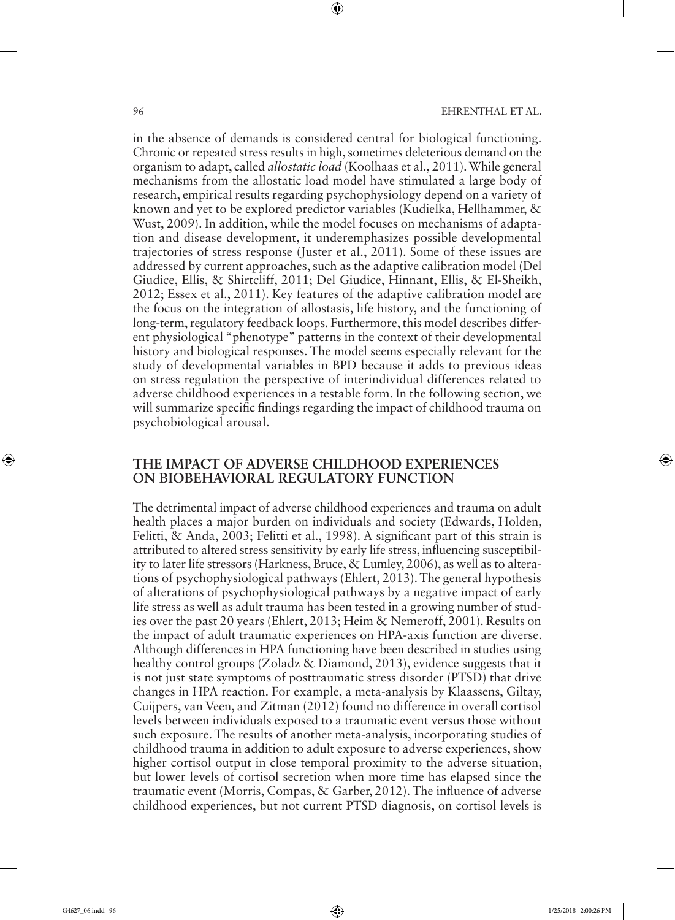in the absence of demands is considered central for biological functioning. Chronic or repeated stress results in high, sometimes deleterious demand on the organism to adapt, called *allostatic load* (Koolhaas et al., 2011). While general mechanisms from the allostatic load model have stimulated a large body of research, empirical results regarding psychophysiology depend on a variety of known and yet to be explored predictor variables (Kudielka, Hellhammer, & Wust, 2009). In addition, while the model focuses on mechanisms of adaptation and disease development, it underemphasizes possible developmental trajectories of stress response (Juster et al., 2011). Some of these issues are addressed by current approaches, such as the adaptive calibration model (Del Giudice, Ellis, & Shirtcliff, 2011; Del Giudice, Hinnant, Ellis, & El-Sheikh, 2012; Essex et al., 2011). Key features of the adaptive calibration model are the focus on the integration of allostasis, life history, and the functioning of long-term, regulatory feedback loops. Furthermore, this model describes different physiological "phenotype" patterns in the context of their developmental history and biological responses. The model seems especially relevant for the study of developmental variables in BPD because it adds to previous ideas on stress regulation the perspective of interindividual differences related to adverse childhood experiences in a testable form. In the following section, we will summarize specific findings regarding the impact of childhood trauma on psychobiological arousal.

## THE IMPACT OF ADVERSE CHILDHOOD EXPERIENCES ON BIOBEHAVIORAL REGULATORY FUNCTION

The detrimental impact of adverse childhood experiences and trauma on adult health places a major burden on individuals and society (Edwards, Holden, Felitti, & Anda, 2003; Felitti et al., 1998). A significant part of this strain is attributed to altered stress sensitivity by early life stress, influencing susceptibility to later life stressors (Harkness, Bruce, & Lumley, 2006), as well as to alterations of psychophysiological pathways (Ehlert, 2013). The general hypothesis of alterations of psychophysiological pathways by a negative impact of early life stress as well as adult trauma has been tested in a growing number of studies over the past 20 years (Ehlert, 2013; Heim & Nemeroff, 2001). Results on the impact of adult traumatic experiences on HPA-axis function are diverse. Although differences in HPA functioning have been described in studies using healthy control groups (Zoladz & Diamond, 2013), evidence suggests that it is not just state symptoms of posttraumatic stress disorder (PTSD) that drive changes in HPA reaction. For example, a meta-analysis by Klaassens, Giltay, Cuijpers, van Veen, and Zitman (2012) found no difference in overall cortisol levels between individuals exposed to a traumatic event versus those without such exposure. The results of another meta-analysis, incorporating studies of childhood trauma in addition to adult exposure to adverse experiences, show higher cortisol output in close temporal proximity to the adverse situation, but lower levels of cortisol secretion when more time has elapsed since the traumatic event (Morris, Compas, & Garber, 2012). The influence of adverse childhood experiences, but not current PTSD diagnosis, on cortisol levels is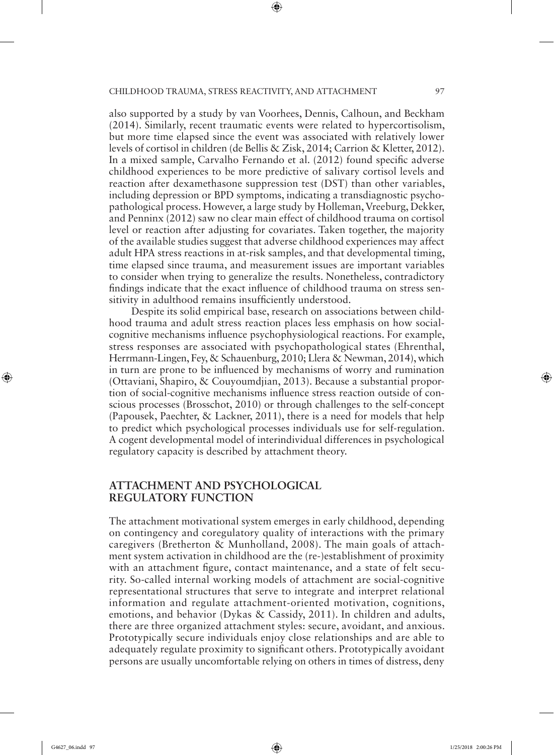also supported by a study by van Voorhees, Dennis, Calhoun, and Beckham (2014). Similarly, recent traumatic events were related to hypercortisolism, but more time elapsed since the event was associated with relatively lower levels of cortisol in children (de Bellis & Zisk, 2014; Carrion & Kletter, 2012). In a mixed sample, Carvalho Fernando et al. (2012) found specific adverse childhood experiences to be more predictive of salivary cortisol levels and reaction after dexamethasone suppression test (DST) than other variables, including depression or BPD symptoms, indicating a transdiagnostic psychopathological process. However, a large study by Holleman, Vreeburg, Dekker, and Penninx (2012) saw no clear main effect of childhood trauma on cortisol level or reaction after adjusting for covariates. Taken together, the majority of the available studies suggest that adverse childhood experiences may affect adult HPA stress reactions in at-risk samples, and that developmental timing, time elapsed since trauma, and measurement issues are important variables to consider when trying to generalize the results. Nonetheless, contradictory findings indicate that the exact influence of childhood trauma on stress sensitivity in adulthood remains insufficiently understood.

Despite its solid empirical base, research on associations between childhood trauma and adult stress reaction places less emphasis on how social-cognitive mechanisms influence psychophysiological reactions. For example, stress responses are associated with psychopathological states (Ehrenthal, Herrmann-Lingen, Fey, & Schauenburg, 2010; Llera & Newman, 2014), which in turn are prone to be influenced by mechanisms of worry and rumination (Ottaviani, Shapiro, & Couyoumdjian, 2013). Because a substantial proportion of social-cognitive mechanisms influence stress reaction outside of conscious processes (Brosschot, 2010) or through challenges to the self-concept (Papousek, Paechter, & Lackner, 2011), there is a need for models that help to predict which psychological processes individuals use for self-regulation. A cogent developmental model of interindividual differences in psychological regulatory capacity is described by attachment theory.

## ATTACHMENT AND PSYCHOLOGICAL REGULATORY FUNCTION

The attachment motivational system emerges in early childhood, depending on contingency and coregulatory quality of interactions with the primary caregivers (Bretherton & Munholland, 2008). The main goals of attachment system activation in childhood are the (re-)establishment of proximity with an attachment figure, contact maintenance, and a state of felt security. So-called internal working models of attachment are social-cognitive representational structures that serve to integrate and interpret relational information and regulate attachment-oriented motivation, cognitions, emotions, and behavior (Dykas & Cassidy, 2011). In children and adults, there are three organized attachment styles: secure, avoidant, and anxious. Prototypically secure individuals enjoy close relationships and are able to adequately regulate proximity to significant others. Prototypically avoidant persons are usually uncomfortable relying on others in times of distress, deny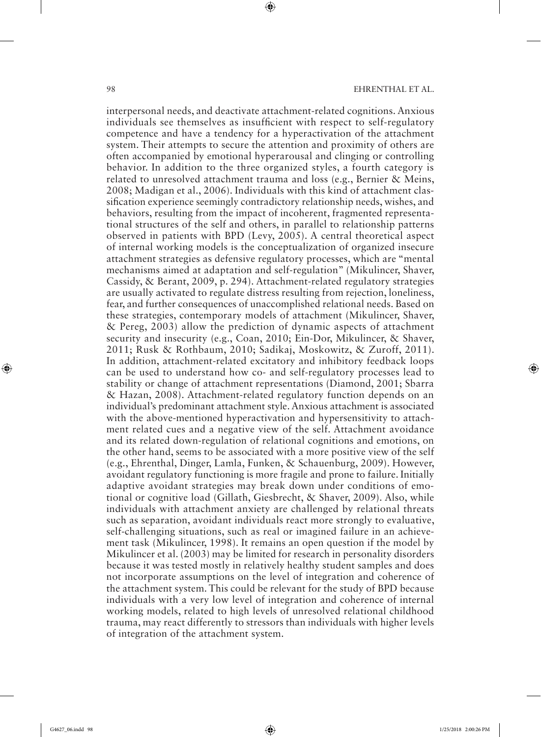interpersonal needs, and deactivate attachment-related cognitions. Anxious individuals see themselves as insufficient with respect to self-regulatory competence and have a tendency for a hyperactivation of the attachment system. Their attempts to secure the attention and proximity of others are often accompanied by emotional hyperarousal and clinging or controlling behavior. In addition to the three organized styles, a fourth category is related to unresolved attachment trauma and loss (e.g., Bernier & Meins, 2008; Madigan et al., 2006). Individuals with this kind of attachment classification experience seemingly contradictory relationship needs, wishes, and behaviors, resulting from the impact of incoherent, fragmented representational structures of the self and others, in parallel to relationship patterns observed in patients with BPD (Levy, 2005). A central theoretical aspect of internal working models is the conceptualization of organized insecure attachment strategies as defensive regulatory processes, which are "mental mechanisms aimed at adaptation and self-regulation" (Mikulincer, Shaver, Cassidy, & Berant, 2009, p. 294). Attachment-related regulatory strategies are usually activated to regulate distress resulting from rejection, loneliness, fear, and further consequences of unaccomplished relational needs. Based on these strategies, contemporary models of attachment (Mikulincer, Shaver, & Pereg, 2003) allow the prediction of dynamic aspects of attachment security and insecurity (e.g., Coan, 2010; Ein-Dor, Mikulincer, & Shaver, 2011; Rusk & Rothbaum, 2010; Sadikaj, Moskowitz, & Zuroff, 2011). In addition, attachment-related excitatory and inhibitory feedback loops can be used to understand how co- and self-regulatory processes lead to stability or change of attachment representations (Diamond, 2001; Sbarra & Hazan, 2008). Attachment-related regulatory function depends on an individual's predominant attachment style. Anxious attachment is associated with the above-mentioned hyperactivation and hypersensitivity to attachment related cues and a negative view of the self. Attachment avoidance and its related down-regulation of relational cognitions and emotions, on the other hand, seems to be associated with a more positive view of the self (e.g., Ehrenthal, Dinger, Lamla, Funken, & Schauenburg, 2009). However, avoidant regulatory functioning is more fragile and prone to failure. Initially adaptive avoidant strategies may break down under conditions of emotional or cognitive load (Gillath, Giesbrecht, & Shaver, 2009). Also, while individuals with attachment anxiety are challenged by relational threats such as separation, avoidant individuals react more strongly to evaluative, self-challenging situations, such as real or imagined failure in an achievement task (Mikulincer, 1998). It remains an open question if the model by Mikulincer et al. (2003) may be limited for research in personality disorders because it was tested mostly in relatively healthy student samples and does not incorporate assumptions on the level of integration and coherence of the attachment system. This could be relevant for the study of BPD because individuals with a very low level of integration and coherence of internal working models, related to high levels of unresolved relational childhood trauma, may react differently to stressors than individuals with higher levels of integration of the attachment system.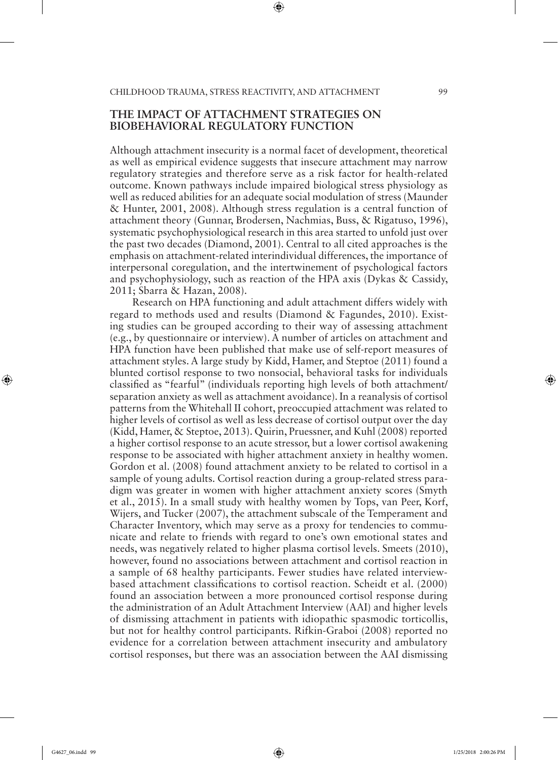## THE IMPACT OF ATTACHMENT STRATEGIES ON BIOBEHAVIORAL REGULATORY FUNCTION

Although attachment insecurity is a normal facet of development, theoretical as well as empirical evidence suggests that insecure attachment may narrow regulatory strategies and therefore serve as a risk factor for health-related outcome. Known pathways include impaired biological stress physiology as well as reduced abilities for an adequate social modulation of stress (Maunder & Hunter, 2001, 2008). Although stress regulation is a central function of attachment theory (Gunnar, Brodersen, Nachmias, Buss, & Rigatuso, 1996), systematic psychophysiological research in this area started to unfold just over the past two decades (Diamond, 2001). Central to all cited approaches is the emphasis on attachment-related interindividual differences, the importance of interpersonal coregulation, and the intertwinement of psychological factors and psychophysiology, such as reaction of the HPA axis (Dykas & Cassidy, 2011; Sbarra & Hazan, 2008).

Research on HPA functioning and adult attachment differs widely with regard to methods used and results (Diamond & Fagundes, 2010). Existing studies can be grouped according to their way of assessing attachment (e.g., by questionnaire or interview). A number of articles on attachment and HPA function have been published that make use of self-report measures of attachment styles. A large study by Kidd, Hamer, and Steptoe (2011) found a blunted cortisol response to two nonsocial, behavioral tasks for individuals classified as "fearful" (individuals reporting high levels of both attachment/separation anxiety as well as attachment avoidance). In a reanalysis of cortisol patterns from the Whitehall II cohort, preoccupied attachment was related to higher levels of cortisol as well as less decrease of cortisol output over the day (Kidd, Hamer, & Steptoe, 2013). Quirin, Pruessner, and Kuhl (2008) reported a higher cortisol response to an acute stressor, but a lower cortisol awakening response to be associated with higher attachment anxiety in healthy women. Gordon et al. (2008) found attachment anxiety to be related to cortisol in a sample of young adults. Cortisol reaction during a group-related stress paradigm was greater in women with higher attachment anxiety scores (Smyth et al., 2015). In a small study with healthy women by Tops, van Peer, Korf, Wijers, and Tucker (2007), the attachment subscale of the Temperament and Character Inventory, which may serve as a proxy for tendencies to communicate and relate to friends with regard to one's own emotional states and needs, was negatively related to higher plasma cortisol levels. Smeets (2010), however, found no associations between attachment and cortisol reaction in a sample of 68 healthy participants. Fewer studies have related interview-based attachment classifications to cortisol reaction. Scheidt et al. (2000) found an association between a more pronounced cortisol response during the administration of an Adult Attachment Interview (AAI) and higher levels of dismissing attachment in patients with idiopathic spasmodic torticollis, but not for healthy control participants. Rifkin-Graboi (2008) reported no evidence for a correlation between attachment insecurity and ambulatory cortisol responses, but there was an association between the AAI dismissing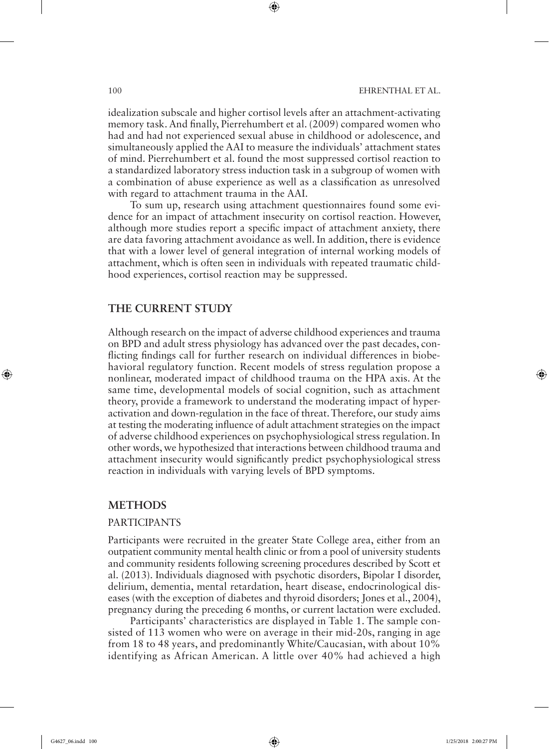idealization subscale and higher cortisol levels after an attachment-activating memory task. And finally, Pierrehumbert et al. (2009) compared women who had and had not experienced sexual abuse in childhood or adolescence, and simultaneously applied the AAI to measure the individuals' attachment states of mind. Pierrehumbert et al. found the most suppressed cortisol reaction to a standardized laboratory stress induction task in a subgroup of women with a combination of abuse experience as well as a classification as unresolved with regard to attachment trauma in the AAI.

To sum up, research using attachment questionnaires found some evidence for an impact of attachment insecurity on cortisol reaction. However, although more studies report a specific impact of attachment anxiety, there are data favoring attachment avoidance as well. In addition, there is evidence that with a lower level of general integration of internal working models of attachment, which is often seen in individuals with repeated traumatic childhood experiences, cortisol reaction may be suppressed.

## THE CURRENT STUDY

Although research on the impact of adverse childhood experiences and trauma on BPD and adult stress physiology has advanced over the past decades, conflicting findings call for further research on individual differences in biobehavioral regulatory function. Recent models of stress regulation propose a nonlinear, moderated impact of childhood trauma on the HPA axis. At the same time, developmental models of social cognition, such as attachment theory, provide a framework to understand the moderating impact of hyperactivation and down-regulation in the face of threat. Therefore, our study aims at testing the moderating influence of adult attachment strategies on the impact of adverse childhood experiences on psychophysiological stress regulation. In other words, we hypothesized that interactions between childhood trauma and attachment insecurity would significantly predict psychophysiological stress reaction in individuals with varying levels of BPD symptoms.

## METHODS

### PARTICIPANTS

Participants were recruited in the greater State College area, either from an outpatient community mental health clinic or from a pool of university students and community residents following screening procedures described by Scott et al. (2013). Individuals diagnosed with psychotic disorders, Bipolar I disorder, delirium, dementia, mental retardation, heart disease, endocrinological diseases (with the exception of diabetes and thyroid disorders; Jones et al., 2004), pregnancy during the preceding 6 months, or current lactation were excluded.

Participants' characteristics are displayed in Table 1. The sample consisted of 113 women who were on average in their mid-20s, ranging in age from 18 to 48 years, and predominantly White/Caucasian, with about 10% identifying as African American. A little over 40% had achieved a high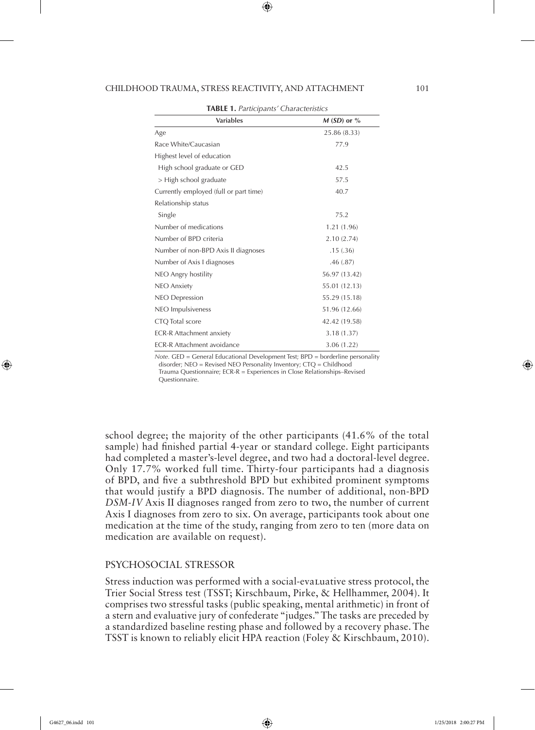**TABLE 1.** *Participants' Characteristics*

| Variables | *M* (*SD*) or % |
|---|---|
| Age | 25.86 (8.33) |
| Race White/Caucasian | 77.9 |
| Highest level of education | |
| High school graduate or GED | 42.5 |
| > High school graduate | 57.5 |
| Currently employed (full or part time) | 40.7 |
| Relationship status | |
| Single | 75.2 |
| Number of medications | 1.21 (1.96) |
| Number of BPD criteria | 2.10 (2.74) |
| Number of non-BPD Axis II diagnoses | .15 (.36) |
| Number of Axis I diagnoses | .46 (.87) |
| NEO Angry hostility | 56.97 (13.42) |
| NEO Anxiety | 55.01 (12.13) |
| NEO Depression | 55.29 (15.18) |
| NEO Impulsiveness | 51.96 (12.66) |
| CTQ Total score | 42.42 (19.58) |
| ECR-R Attachment anxiety | 3.18 (1.37) |
| ECR-R Attachment avoidance | 3.06 (1.22) |

*Note.* GED = General Educational Development Test; BPD = borderline personality disorder; NEO = Revised NEO Personality Inventory; CTQ = Childhood Trauma Questionnaire; ECR-R = Experiences in Close Relationships–Revised Questionnaire.

school degree; the majority of the other participants (41.6% of the total sample) had finished partial 4-year or standard college. Eight participants had completed a master's-level degree, and two had a doctoral-level degree. Only 17.7% worked full time. Thirty-four participants had a diagnosis of BPD, and five a subthreshold BPD but exhibited prominent symptoms that would justify a BPD diagnosis. The number of additional, non-BPD *DSM-IV* Axis II diagnoses ranged from zero to two, the number of current Axis I diagnoses from zero to six. On average, participants took about one medication at the time of the study, ranging from zero to ten (more data on medication are available on request).

## PSYCHOSOCIAL STRESSOR

Stress induction was performed with a social-evaluative stress protocol, the Trier Social Stress test (TSST; Kirschbaum, Pirke, & Hellhammer, 2004). It comprises two stressful tasks (public speaking, mental arithmetic) in front of a stern and evaluative jury of confederate "judges." The tasks are preceded by a standardized baseline resting phase and followed by a recovery phase. The TSST is known to reliably elicit HPA reaction (Foley & Kirschbaum, 2010).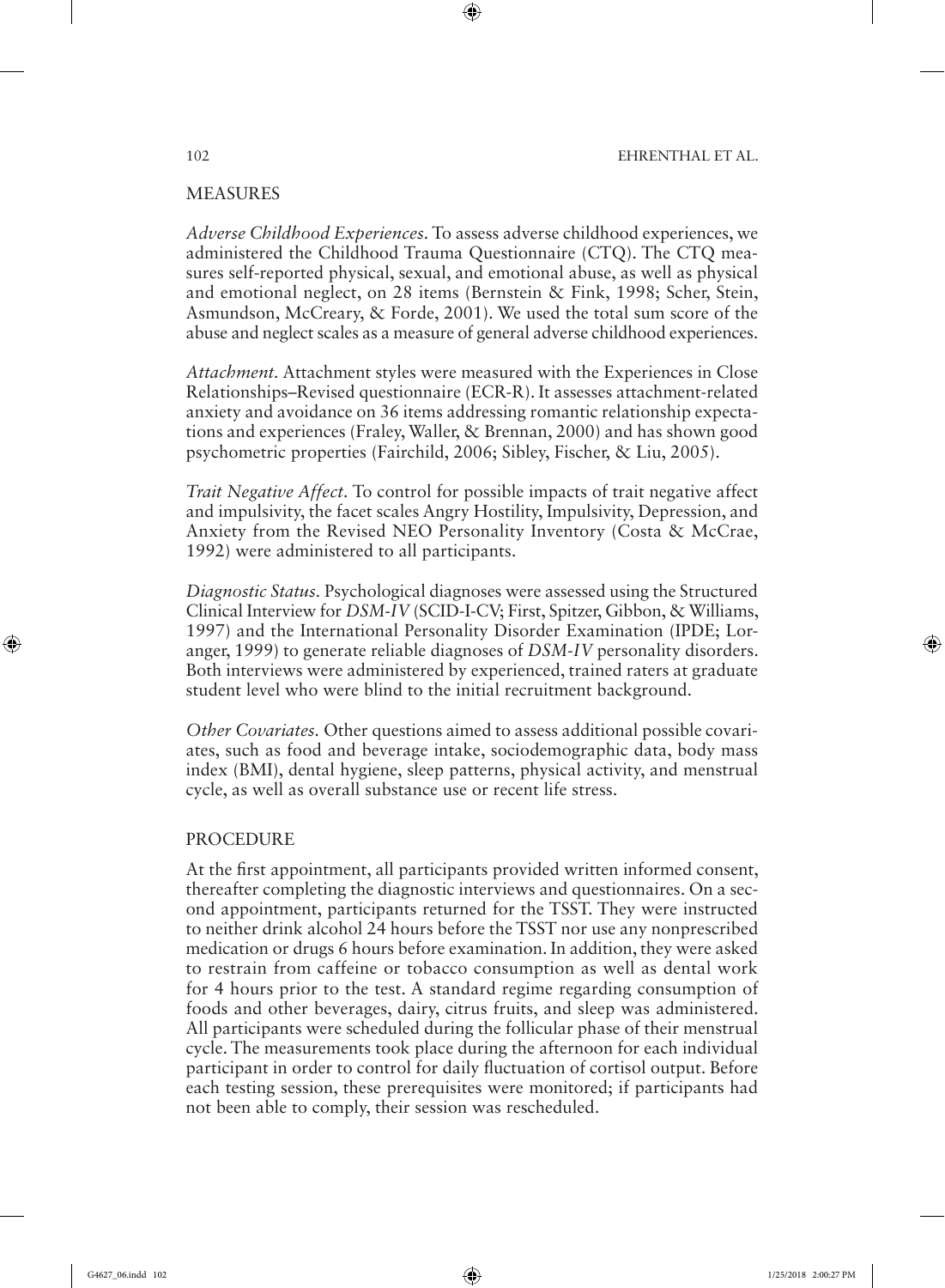## MEASURES

*Adverse Childhood Experiences.* To assess adverse childhood experiences, we administered the Childhood Trauma Questionnaire (CTQ). The CTQ measures self-reported physical, sexual, and emotional abuse, as well as physical and emotional neglect, on 28 items (Bernstein & Fink, 1998; Scher, Stein, Asmundson, McCreary, & Forde, 2001). We used the total sum score of the abuse and neglect scales as a measure of general adverse childhood experiences.

*Attachment.* Attachment styles were measured with the Experiences in Close Relationships–Revised questionnaire (ECR-R). It assesses attachment-related anxiety and avoidance on 36 items addressing romantic relationship expectations and experiences (Fraley, Waller, & Brennan, 2000) and has shown good psychometric properties (Fairchild, 2006; Sibley, Fischer, & Liu, 2005).

*Trait Negative Affect.* To control for possible impacts of trait negative affect and impulsivity, the facet scales Angry Hostility, Impulsivity, Depression, and Anxiety from the Revised NEO Personality Inventory (Costa & McCrae, 1992) were administered to all participants.

*Diagnostic Status.* Psychological diagnoses were assessed using the Structured Clinical Interview for *DSM-IV* (SCID-I-CV; First, Spitzer, Gibbon, & Williams, 1997) and the International Personality Disorder Examination (IPDE; Loranger, 1999) to generate reliable diagnoses of *DSM-IV* personality disorders. Both interviews were administered by experienced, trained raters at graduate student level who were blind to the initial recruitment background.

*Other Covariates.* Other questions aimed to assess additional possible covariates, such as food and beverage intake, sociodemographic data, body mass index (BMI), dental hygiene, sleep patterns, physical activity, and menstrual cycle, as well as overall substance use or recent life stress.

## PROCEDURE

At the first appointment, all participants provided written informed consent, thereafter completing the diagnostic interviews and questionnaires. On a second appointment, participants returned for the TSST. They were instructed to neither drink alcohol 24 hours before the TSST nor use any nonprescribed medication or drugs 6 hours before examination. In addition, they were asked to restrain from caffeine or tobacco consumption as well as dental work for 4 hours prior to the test. A standard regime regarding consumption of foods and other beverages, dairy, citrus fruits, and sleep was administered. All participants were scheduled during the follicular phase of their menstrual cycle. The measurements took place during the afternoon for each individual participant in order to control for daily fluctuation of cortisol output. Before each testing session, these prerequisites were monitored; if participants had not been able to comply, their session was rescheduled.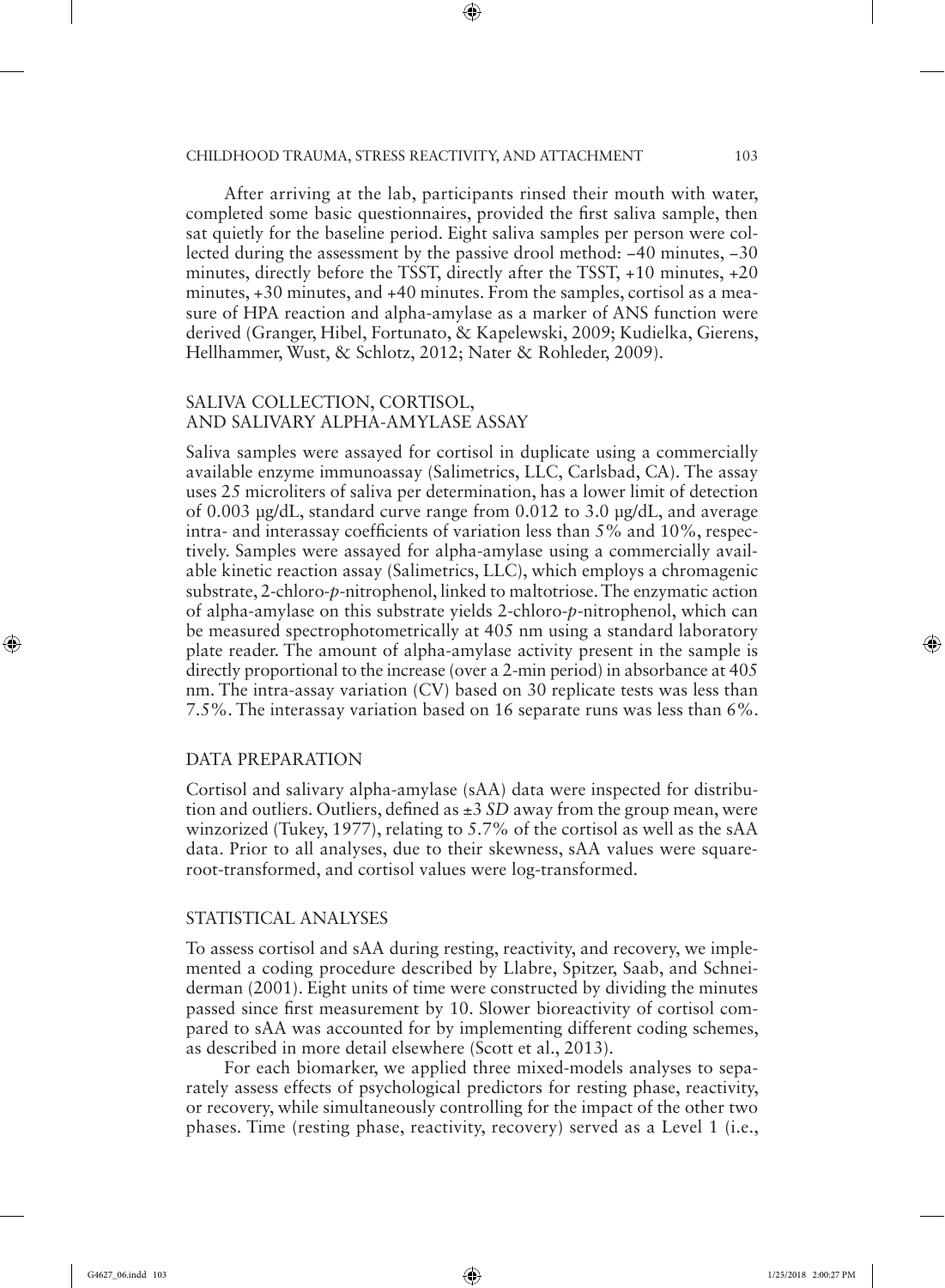After arriving at the lab, participants rinsed their mouth with water, completed some basic questionnaires, provided the first saliva sample, then sat quietly for the baseline period. Eight saliva samples per person were collected during the assessment by the passive drool method: −40 minutes, −30 minutes, directly before the TSST, directly after the TSST, +10 minutes, +20 minutes, +30 minutes, and +40 minutes. From the samples, cortisol as a measure of HPA reaction and alpha-amylase as a marker of ANS function were derived (Granger, Hibel, Fortunato, & Kapelewski, 2009; Kudielka, Gierens, Hellhammer, Wust, & Schlotz, 2012; Nater & Rohleder, 2009).

## SALIVA COLLECTION, CORTISOL, AND SALIVARY ALPHA-AMYLASE ASSAY

Saliva samples were assayed for cortisol in duplicate using a commercially available enzyme immunoassay (Salimetrics, LLC, Carlsbad, CA). The assay uses 25 microliters of saliva per determination, has a lower limit of detection of 0.003 µg/dL, standard curve range from 0.012 to 3.0 µg/dL, and average intra- and interassay coefficients of variation less than 5% and 10%, respectively. Samples were assayed for alpha-amylase using a commercially available kinetic reaction assay (Salimetrics, LLC), which employs a chromagenic substrate, 2-chloro-*p*-nitrophenol, linked to maltotriose. The enzymatic action of alpha-amylase on this substrate yields 2-chloro-*p*-nitrophenol, which can be measured spectrophotometrically at 405 nm using a standard laboratory plate reader. The amount of alpha-amylase activity present in the sample is directly proportional to the increase (over a 2-min period) in absorbance at 405 nm. The intra-assay variation (CV) based on 30 replicate tests was less than 7.5%. The interassay variation based on 16 separate runs was less than 6%.

## DATA PREPARATION

Cortisol and salivary alpha-amylase (sAA) data were inspected for distribution and outliers. Outliers, defined as ±3 *SD* away from the group mean, were winzorized (Tukey, 1977), relating to 5.7% of the cortisol as well as the sAA data. Prior to all analyses, due to their skewness, sAA values were square-root-transformed, and cortisol values were log-transformed.

## STATISTICAL ANALYSES

To assess cortisol and sAA during resting, reactivity, and recovery, we implemented a coding procedure described by Llabre, Spitzer, Saab, and Schneiderman (2001). Eight units of time were constructed by dividing the minutes passed since first measurement by 10. Slower bioreactivity of cortisol compared to sAA was accounted for by implementing different coding schemes, as described in more detail elsewhere (Scott et al., 2013).

For each biomarker, we applied three mixed-models analyses to separately assess effects of psychological predictors for resting phase, reactivity, or recovery, while simultaneously controlling for the impact of the other two phases. Time (resting phase, reactivity, recovery) served as a Level 1 (i.e.,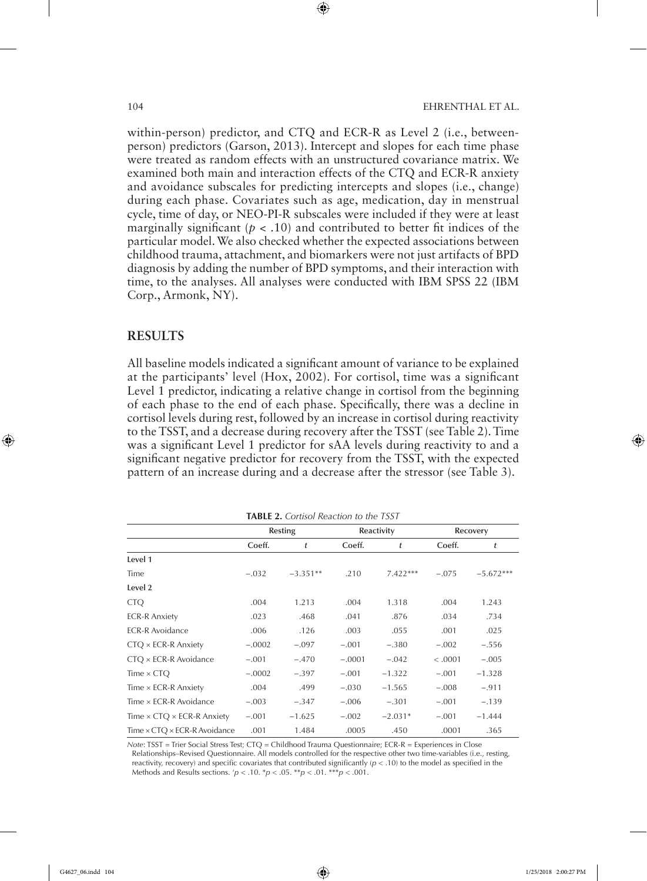within-person) predictor, and CTQ and ECR-R as Level 2 (i.e., between-person) predictors (Garson, 2013). Intercept and slopes for each time phase were treated as random effects with an unstructured covariance matrix. We examined both main and interaction effects of the CTQ and ECR-R anxiety and avoidance subscales for predicting intercepts and slopes (i.e., change) during each phase. Covariates such as age, medication, day in menstrual cycle, time of day, or NEO-PI-R subscales were included if they were at least marginally significant ($p < .10$) and contributed to better fit indices of the particular model. We also checked whether the expected associations between childhood trauma, attachment, and biomarkers were not just artifacts of BPD diagnosis by adding the number of BPD symptoms, and their interaction with time, to the analyses. All analyses were conducted with IBM SPSS 22 (IBM Corp., Armonk, NY).

## RESULTS

All baseline models indicated a significant amount of variance to be explained at the participants' level (Hox, 2002). For cortisol, time was a significant Level 1 predictor, indicating a relative change in cortisol from the beginning of each phase to the end of each phase. Specifically, there was a decline in cortisol levels during rest, followed by an increase in cortisol during reactivity to the TSST, and a decrease during recovery after the TSST (see Table 2). Time was a significant Level 1 predictor for sAA levels during reactivity to and a significant negative predictor for recovery from the TSST, with the expected pattern of an increase during and a decrease after the stressor (see Table 3).

**TABLE 2.** *Cortisol Reaction to the TSST*

| | Resting | | Reactivity | | Recovery | |
|---|---|---|---|---|---|---|
| | Coeff. | *t* | Coeff. | *t* | Coeff. | *t* |
| **Level 1** | | | | | | |
| Time | −.032 | −3.351** | .210 | 7.422*** | −.075 | −5.672*** |
| **Level 2** | | | | | | |
| CTQ | .004 | 1.213 | .004 | 1.318 | .004 | 1.243 |
| ECR-R Anxiety | .023 | .468 | .041 | .876 | .034 | .734 |
| ECR-R Avoidance | .006 | .126 | .003 | .055 | .001 | .025 |
| CTQ × ECR-R Anxiety | −.0002 | −.097 | −.001 | −.380 | −.002 | −.556 |
| CTQ × ECR-R Avoidance | −.001 | −.470 | −.0001 | −.042 | < .0001 | −.005 |
| Time × CTQ | −.0002 | −.397 | −.001 | −1.322 | −.001 | −1.328 |
| Time × ECR-R Anxiety | .004 | .499 | −.030 | −1.565 | −.008 | −.911 |
| Time × ECR-R Avoidance | −.003 | −.347 | −.006 | −.301 | −.001 | −.139 |
| Time × CTQ × ECR-R Anxiety | −.001 | −1.625 | −.002 | −2.031* | −.001 | −1.444 |
| Time × CTQ × ECR-R Avoidance | .001 | 1.484 | .0005 | .450 | .0001 | .365 |

*Note*: TSST = Trier Social Stress Test; CTQ = Childhood Trauma Questionnaire; ECR-R = Experiences in Close Relationships–Revised Questionnaire. All models controlled for the respective other two time-variables (i.e., resting, reactivity, recovery) and specific covariates that contributed significantly ($p < .10$) to the model as specified in the Methods and Results sections. ′$p < .10$. *$p < .05$. **$p < .01$. ***$p < .001$.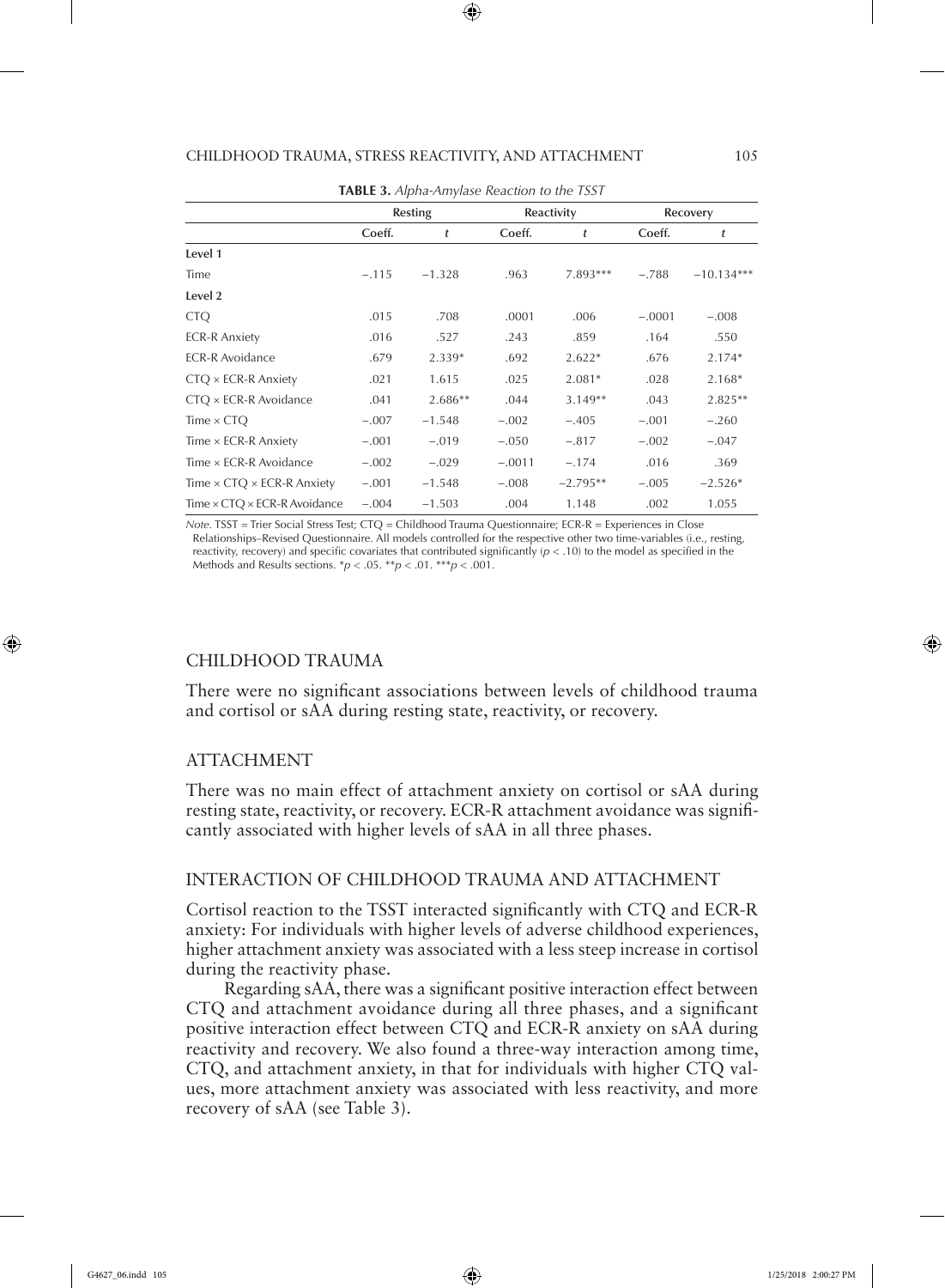**TABLE 3.** *Alpha-Amylase Reaction to the TSST*

| | Resting | | Reactivity | | Recovery | |
|---|---|---|---|---|---|---|
| | Coeff. | *t* | Coeff. | *t* | Coeff. | *t* |
| **Level 1** | | | | | | |
| Time | −.115 | −1.328 | .963 | 7.893*** | −.788 | −10.134*** |
| **Level 2** | | | | | | |
| CTQ | .015 | .708 | .0001 | .006 | −.0001 | −.008 |
| ECR-R Anxiety | .016 | .527 | .243 | .859 | .164 | .550 |
| ECR-R Avoidance | .679 | 2.339* | .692 | 2.622* | .676 | 2.174* |
| CTQ × ECR-R Anxiety | .021 | 1.615 | .025 | 2.081* | .028 | 2.168* |
| CTQ × ECR-R Avoidance | .041 | 2.686** | .044 | 3.149** | .043 | 2.825** |
| Time × CTQ | −.007 | −1.548 | −.002 | −.405 | −.001 | −.260 |
| Time × ECR-R Anxiety | −.001 | −.019 | −.050 | −.817 | −.002 | −.047 |
| Time × ECR-R Avoidance | −.002 | −.029 | −.0011 | −.174 | .016 | .369 |
| Time × CTQ × ECR-R Anxiety | −.001 | −1.548 | −.008 | −2.795** | −.005 | −2.526* |
| Time × CTQ × ECR-R Avoidance | −.004 | −1.503 | .004 | 1.148 | .002 | 1.055 |

*Note.* TSST = Trier Social Stress Test; CTQ = Childhood Trauma Questionnaire; ECR-R = Experiences in Close Relationships–Revised Questionnaire. All models controlled for the respective other two time-variables (i.e., resting, reactivity, recovery) and specific covariates that contributed significantly ($p < .10$) to the model as specified in the Methods and Results sections. *$p < .05$. **$p < .01$. ***$p < .001$.

## CHILDHOOD TRAUMA

There were no significant associations between levels of childhood trauma and cortisol or sAA during resting state, reactivity, or recovery.

## ATTACHMENT

There was no main effect of attachment anxiety on cortisol or sAA during resting state, reactivity, or recovery. ECR-R attachment avoidance was significantly associated with higher levels of sAA in all three phases.

## INTERACTION OF CHILDHOOD TRAUMA AND ATTACHMENT

Cortisol reaction to the TSST interacted significantly with CTQ and ECR-R anxiety: For individuals with higher levels of adverse childhood experiences, higher attachment anxiety was associated with a less steep increase in cortisol during the reactivity phase.

Regarding sAA, there was a significant positive interaction effect between CTQ and attachment avoidance during all three phases, and a significant positive interaction effect between CTQ and ECR-R anxiety on sAA during reactivity and recovery. We also found a three-way interaction among time, CTQ, and attachment anxiety, in that for individuals with higher CTQ values, more attachment anxiety was associated with less reactivity, and more recovery of sAA (see Table 3).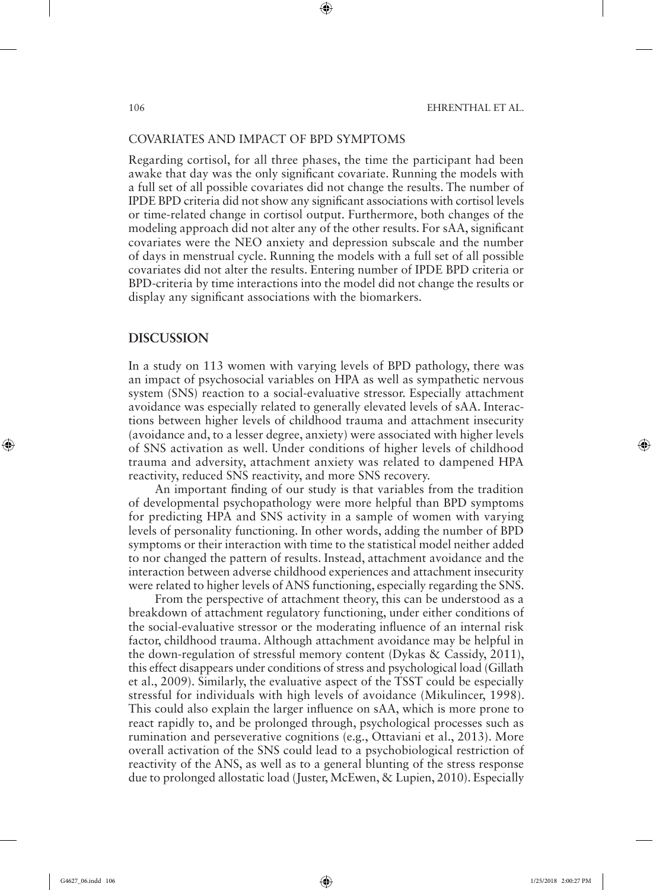## COVARIATES AND IMPACT OF BPD SYMPTOMS

Regarding cortisol, for all three phases, the time the participant had been awake that day was the only significant covariate. Running the models with a full set of all possible covariates did not change the results. The number of IPDE BPD criteria did not show any significant associations with cortisol levels or time-related change in cortisol output. Furthermore, both changes of the modeling approach did not alter any of the other results. For sAA, significant covariates were the NEO anxiety and depression subscale and the number of days in menstrual cycle. Running the models with a full set of all possible covariates did not alter the results. Entering number of IPDE BPD criteria or BPD-criteria by time interactions into the model did not change the results or display any significant associations with the biomarkers.

# DISCUSSION

In a study on 113 women with varying levels of BPD pathology, there was an impact of psychosocial variables on HPA as well as sympathetic nervous system (SNS) reaction to a social-evaluative stressor. Especially attachment avoidance was especially related to generally elevated levels of sAA. Interactions between higher levels of childhood trauma and attachment insecurity (avoidance and, to a lesser degree, anxiety) were associated with higher levels of SNS activation as well. Under conditions of higher levels of childhood trauma and adversity, attachment anxiety was related to dampened HPA reactivity, reduced SNS reactivity, and more SNS recovery.

An important finding of our study is that variables from the tradition of developmental psychopathology were more helpful than BPD symptoms for predicting HPA and SNS activity in a sample of women with varying levels of personality functioning. In other words, adding the number of BPD symptoms or their interaction with time to the statistical model neither added to nor changed the pattern of results. Instead, attachment avoidance and the interaction between adverse childhood experiences and attachment insecurity were related to higher levels of ANS functioning, especially regarding the SNS.

From the perspective of attachment theory, this can be understood as a breakdown of attachment regulatory functioning, under either conditions of the social-evaluative stressor or the moderating influence of an internal risk factor, childhood trauma. Although attachment avoidance may be helpful in the down-regulation of stressful memory content (Dykas & Cassidy, 2011), this effect disappears under conditions of stress and psychological load (Gillath et al., 2009). Similarly, the evaluative aspect of the TSST could be especially stressful for individuals with high levels of avoidance (Mikulincer, 1998). This could also explain the larger influence on sAA, which is more prone to react rapidly to, and be prolonged through, psychological processes such as rumination and perseverative cognitions (e.g., Ottaviani et al., 2013). More overall activation of the SNS could lead to a psychobiological restriction of reactivity of the ANS, as well as to a general blunting of the stress response due to prolonged allostatic load (Juster, McEwen, & Lupien, 2010). Especially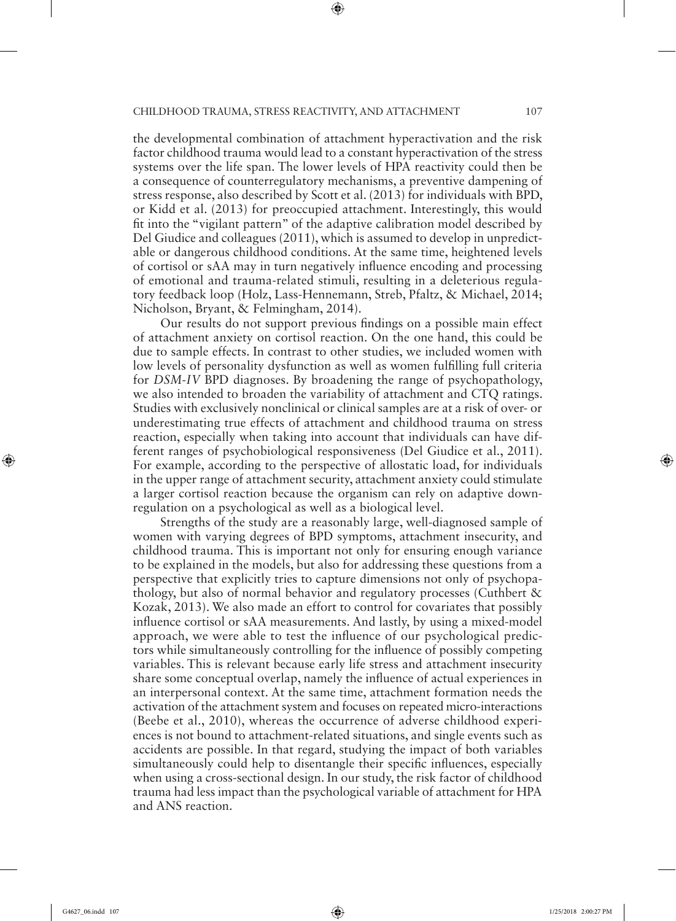the developmental combination of attachment hyperactivation and the risk factor childhood trauma would lead to a constant hyperactivation of the stress systems over the life span. The lower levels of HPA reactivity could then be a consequence of counterregulatory mechanisms, a preventive dampening of stress response, also described by Scott et al. (2013) for individuals with BPD, or Kidd et al. (2013) for preoccupied attachment. Interestingly, this would fit into the "vigilant pattern" of the adaptive calibration model described by Del Giudice and colleagues (2011), which is assumed to develop in unpredictable or dangerous childhood conditions. At the same time, heightened levels of cortisol or sAA may in turn negatively influence encoding and processing of emotional and trauma-related stimuli, resulting in a deleterious regulatory feedback loop (Holz, Lass-Hennemann, Streb, Pfaltz, & Michael, 2014; Nicholson, Bryant, & Felmingham, 2014).

Our results do not support previous findings on a possible main effect of attachment anxiety on cortisol reaction. On the one hand, this could be due to sample effects. In contrast to other studies, we included women with low levels of personality dysfunction as well as women fulfilling full criteria for *DSM-IV* BPD diagnoses. By broadening the range of psychopathology, we also intended to broaden the variability of attachment and CTQ ratings. Studies with exclusively nonclinical or clinical samples are at a risk of over- or underestimating true effects of attachment and childhood trauma on stress reaction, especially when taking into account that individuals can have different ranges of psychobiological responsiveness (Del Giudice et al., 2011). For example, according to the perspective of allostatic load, for individuals in the upper range of attachment security, attachment anxiety could stimulate a larger cortisol reaction because the organism can rely on adaptive downregulation on a psychological as well as a biological level.

Strengths of the study are a reasonably large, well-diagnosed sample of women with varying degrees of BPD symptoms, attachment insecurity, and childhood trauma. This is important not only for ensuring enough variance to be explained in the models, but also for addressing these questions from a perspective that explicitly tries to capture dimensions not only of psychopathology, but also of normal behavior and regulatory processes (Cuthbert & Kozak, 2013). We also made an effort to control for covariates that possibly influence cortisol or sAA measurements. And lastly, by using a mixed-model approach, we were able to test the influence of our psychological predictors while simultaneously controlling for the influence of possibly competing variables. This is relevant because early life stress and attachment insecurity share some conceptual overlap, namely the influence of actual experiences in an interpersonal context. At the same time, attachment formation needs the activation of the attachment system and focuses on repeated micro-interactions (Beebe et al., 2010), whereas the occurrence of adverse childhood experiences is not bound to attachment-related situations, and single events such as accidents are possible. In that regard, studying the impact of both variables simultaneously could help to disentangle their specific influences, especially when using a cross-sectional design. In our study, the risk factor of childhood trauma had less impact than the psychological variable of attachment for HPA and ANS reaction.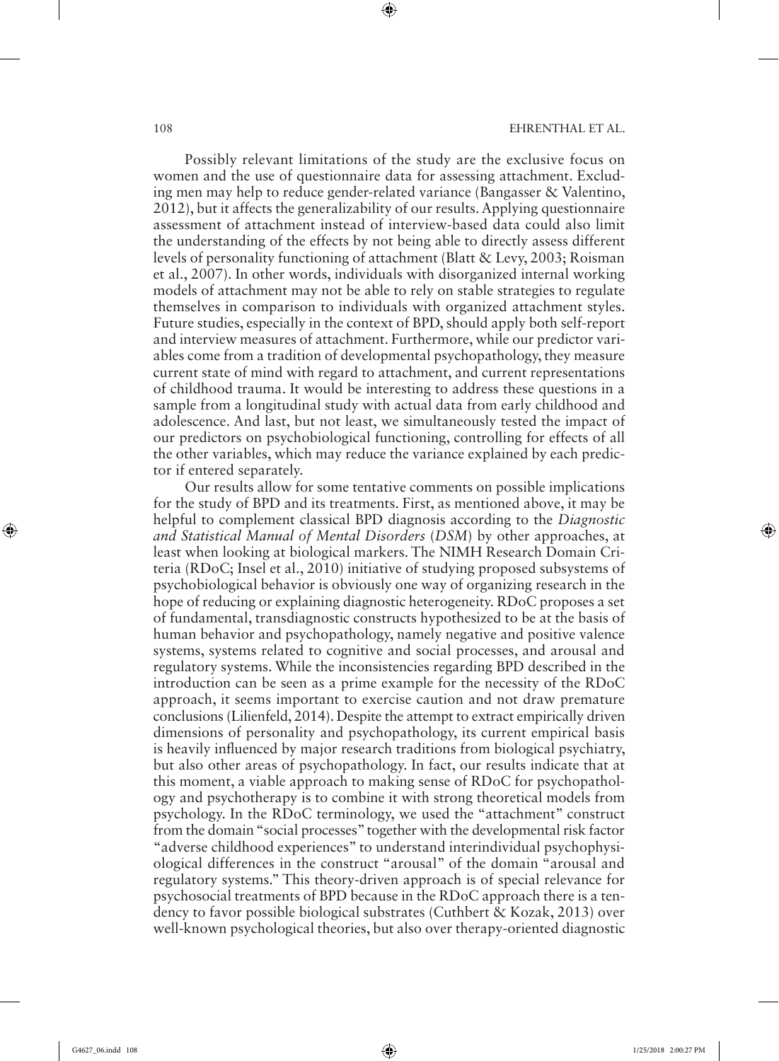Possibly relevant limitations of the study are the exclusive focus on women and the use of questionnaire data for assessing attachment. Excluding men may help to reduce gender-related variance (Bangasser & Valentino, 2012), but it affects the generalizability of our results. Applying questionnaire assessment of attachment instead of interview-based data could also limit the understanding of the effects by not being able to directly assess different levels of personality functioning of attachment (Blatt & Levy, 2003; Roisman et al., 2007). In other words, individuals with disorganized internal working models of attachment may not be able to rely on stable strategies to regulate themselves in comparison to individuals with organized attachment styles. Future studies, especially in the context of BPD, should apply both self-report and interview measures of attachment. Furthermore, while our predictor variables come from a tradition of developmental psychopathology, they measure current state of mind with regard to attachment, and current representations of childhood trauma. It would be interesting to address these questions in a sample from a longitudinal study with actual data from early childhood and adolescence. And last, but not least, we simultaneously tested the impact of our predictors on psychobiological functioning, controlling for effects of all the other variables, which may reduce the variance explained by each predictor if entered separately.

Our results allow for some tentative comments on possible implications for the study of BPD and its treatments. First, as mentioned above, it may be helpful to complement classical BPD diagnosis according to the *Diagnostic and Statistical Manual of Mental Disorders* (*DSM*) by other approaches, at least when looking at biological markers. The NIMH Research Domain Criteria (RDoC; Insel et al., 2010) initiative of studying proposed subsystems of psychobiological behavior is obviously one way of organizing research in the hope of reducing or explaining diagnostic heterogeneity. RDoC proposes a set of fundamental, transdiagnostic constructs hypothesized to be at the basis of human behavior and psychopathology, namely negative and positive valence systems, systems related to cognitive and social processes, and arousal and regulatory systems. While the inconsistencies regarding BPD described in the introduction can be seen as a prime example for the necessity of the RDoC approach, it seems important to exercise caution and not draw premature conclusions (Lilienfeld, 2014). Despite the attempt to extract empirically driven dimensions of personality and psychopathology, its current empirical basis is heavily influenced by major research traditions from biological psychiatry, but also other areas of psychopathology. In fact, our results indicate that at this moment, a viable approach to making sense of RDoC for psychopathology and psychotherapy is to combine it with strong theoretical models from psychology. In the RDoC terminology, we used the "attachment" construct from the domain "social processes" together with the developmental risk factor "adverse childhood experiences" to understand interindividual psychophysiological differences in the construct "arousal" of the domain "arousal and regulatory systems." This theory-driven approach is of special relevance for psychosocial treatments of BPD because in the RDoC approach there is a tendency to favor possible biological substrates (Cuthbert & Kozak, 2013) over well-known psychological theories, but also over therapy-oriented diagnostic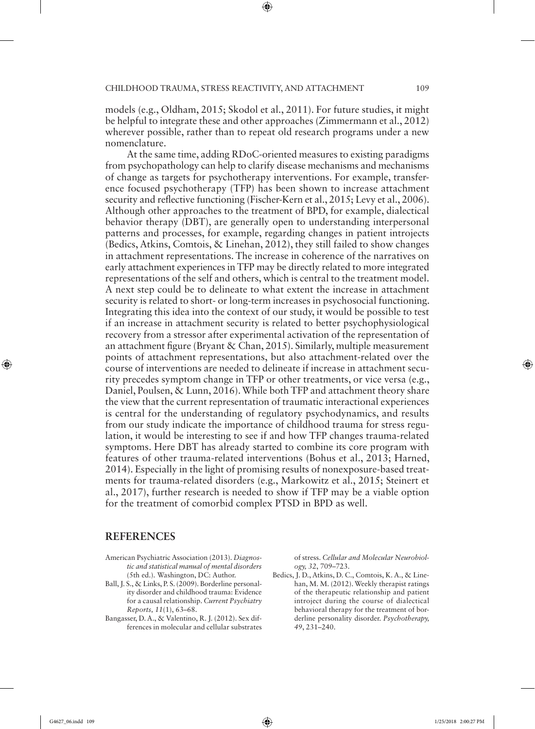models (e.g., Oldham, 2015; Skodol et al., 2011). For future studies, it might be helpful to integrate these and other approaches (Zimmermann et al., 2012) wherever possible, rather than to repeat old research programs under a new nomenclature.

At the same time, adding RDoC-oriented measures to existing paradigms from psychopathology can help to clarify disease mechanisms and mechanisms of change as targets for psychotherapy interventions. For example, transference focused psychotherapy (TFP) has been shown to increase attachment security and reflective functioning (Fischer-Kern et al., 2015; Levy et al., 2006). Although other approaches to the treatment of BPD, for example, dialectical behavior therapy (DBT), are generally open to understanding interpersonal patterns and processes, for example, regarding changes in patient introjects (Bedics, Atkins, Comtois, & Linehan, 2012), they still failed to show changes in attachment representations. The increase in coherence of the narratives on early attachment experiences in TFP may be directly related to more integrated representations of the self and others, which is central to the treatment model. A next step could be to delineate to what extent the increase in attachment security is related to short- or long-term increases in psychosocial functioning. Integrating this idea into the context of our study, it would be possible to test if an increase in attachment security is related to better psychophysiological recovery from a stressor after experimental activation of the representation of an attachment figure (Bryant & Chan, 2015). Similarly, multiple measurement points of attachment representations, but also attachment-related over the course of interventions are needed to delineate if increase in attachment security precedes symptom change in TFP or other treatments, or vice versa (e.g., Daniel, Poulsen, & Lunn, 2016). While both TFP and attachment theory share the view that the current representation of traumatic interactional experiences is central for the understanding of regulatory psychodynamics, and results from our study indicate the importance of childhood trauma for stress regulation, it would be interesting to see if and how TFP changes trauma-related symptoms. Here DBT has already started to combine its core program with features of other trauma-related interventions (Bohus et al., 2013; Harned, 2014). Especially in the light of promising results of nonexposure-based treatments for trauma-related disorders (e.g., Markowitz et al., 2015; Steinert et al., 2017), further research is needed to show if TFP may be a viable option for the treatment of comorbid complex PTSD in BPD as well.

## REFERENCES

American Psychiatric Association (2013). *Diagnostic and statistical manual of mental disorders* (5th ed.). Washington, DC: Author.

Ball, J. S., & Links, P. S. (2009). Borderline personality disorder and childhood trauma: Evidence for a causal relationship. *Current Psychiatry Reports, 11*(1), 63–68.

Bangasser, D. A., & Valentino, R. J. (2012). Sex differences in molecular and cellular substrates of stress. *Cellular and Molecular Neurobiology, 32*, 709–723.

Bedics, J. D., Atkins, D. C., Comtois, K. A., & Linehan, M. M. (2012). Weekly therapist ratings of the therapeutic relationship and patient introject during the course of dialectical behavioral therapy for the treatment of borderline personality disorder. *Psychotherapy, 49*, 231–240.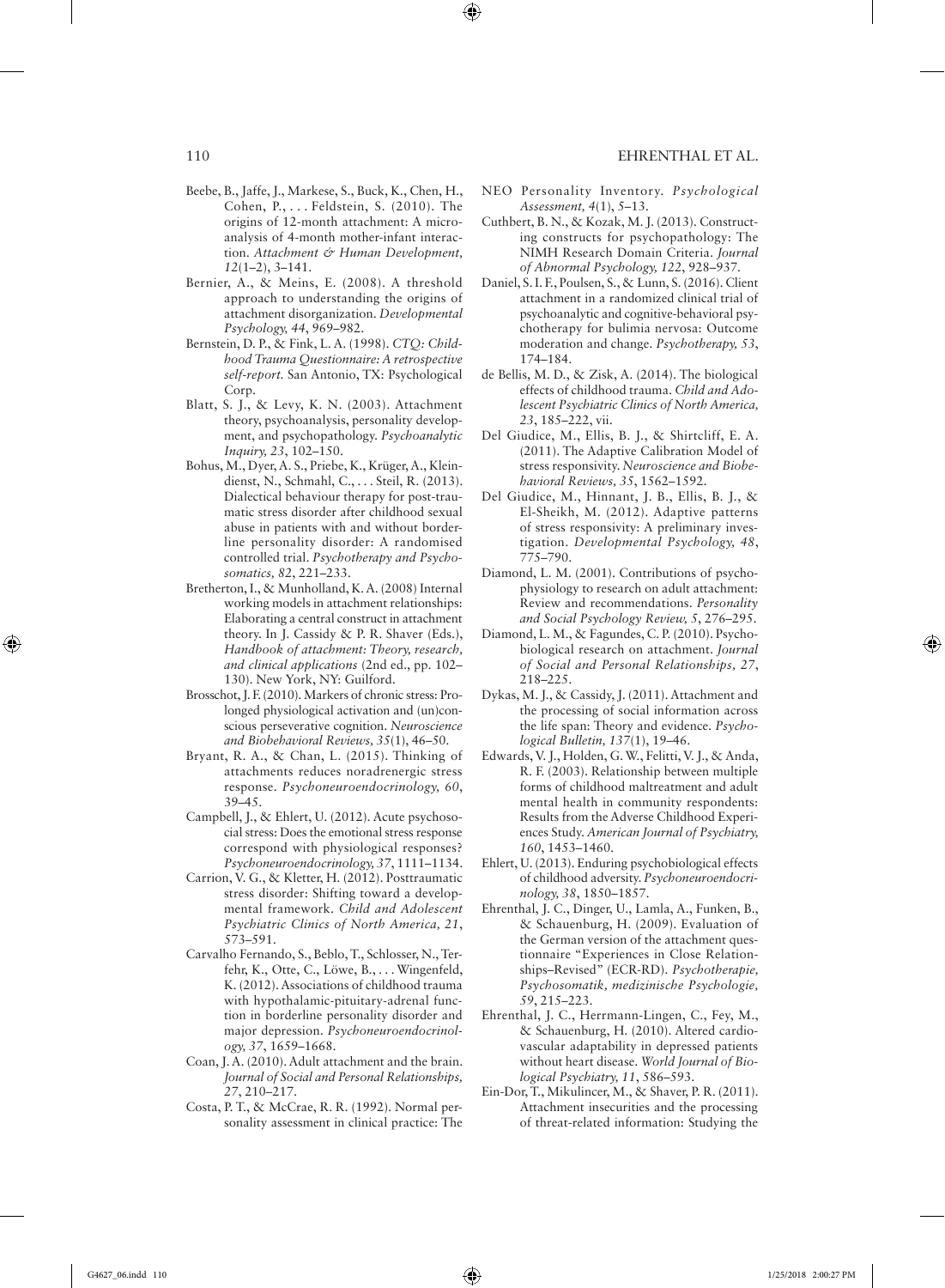Beebe, B., Jaffe, J., Markese, S., Buck, K., Chen, H., Cohen, P., . . . Feldstein, S. (2010). The origins of 12-month attachment: A microanalysis of 4-month mother-infant interaction. *Attachment & Human Development, 12*(1–2), 3–141.

Bernier, A., & Meins, E. (2008). A threshold approach to understanding the origins of attachment disorganization. *Developmental Psychology, 44*, 969–982.

Bernstein, D. P., & Fink, L. A. (1998). *CTQ: Childhood Trauma Questionnaire: A retrospective self-report.* San Antonio, TX: Psychological Corp.

Blatt, S. J., & Levy, K. N. (2003). Attachment theory, psychoanalysis, personality development, and psychopathology. *Psychoanalytic Inquiry, 23*, 102–150.

Bohus, M., Dyer, A. S., Priebe, K., Krüger, A., Kleindienst, N., Schmahl, C., . . . Steil, R. (2013). Dialectical behaviour therapy for post-traumatic stress disorder after childhood sexual abuse in patients with and without borderline personality disorder: A randomised controlled trial. *Psychotherapy and Psychosomatics, 82*, 221–233.

Bretherton, I., & Munholland, K. A. (2008) Internal working models in attachment relationships: Elaborating a central construct in attachment theory. In J. Cassidy & P. R. Shaver (Eds.), *Handbook of attachment: Theory, research, and clinical applications* (2nd ed., pp. 102–130). New York, NY: Guilford.

Brosschot, J. F. (2010). Markers of chronic stress: Prolonged physiological activation and (un)conscious perseverative cognition. *Neuroscience and Biobehavioral Reviews, 35*(1), 46–50.

Bryant, R. A., & Chan, L. (2015). Thinking of attachments reduces noradrenergic stress response. *Psychoneuroendocrinology, 60*, 39–45.

Campbell, J., & Ehlert, U. (2012). Acute psychosocial stress: Does the emotional stress response correspond with physiological responses? *Psychoneuroendocrinology, 37*, 1111–1134.

Carrion, V. G., & Kletter, H. (2012). Posttraumatic stress disorder: Shifting toward a developmental framework. *Child and Adolescent Psychiatric Clinics of North America, 21*, 573–591.

Carvalho Fernando, S., Beblo, T., Schlosser, N., Terfehr, K., Otte, C., Löwe, B., . . . Wingenfeld, K. (2012). Associations of childhood trauma with hypothalamic-pituitary-adrenal function in borderline personality disorder and major depression. *Psychoneuroendocrinology, 37*, 1659–1668.

Coan, J. A. (2010). Adult attachment and the brain. *Journal of Social and Personal Relationships, 27*, 210–217.

Costa, P. T., & McCrae, R. R. (1992). Normal personality assessment in clinical practice: The NEO Personality Inventory. *Psychological Assessment, 4*(1), 5–13.

Cuthbert, B. N., & Kozak, M. J. (2013). Constructing constructs for psychopathology: The NIMH Research Domain Criteria. *Journal of Abnormal Psychology, 122*, 928–937.

Daniel, S. I. F., Poulsen, S., & Lunn, S. (2016). Client attachment in a randomized clinical trial of psychoanalytic and cognitive-behavioral psychotherapy for bulimia nervosa: Outcome moderation and change. *Psychotherapy, 53*, 174–184.

de Bellis, M. D., & Zisk, A. (2014). The biological effects of childhood trauma. *Child and Adolescent Psychiatric Clinics of North America, 23*, 185–222, vii.

Del Giudice, M., Ellis, B. J., & Shirtcliff, E. A. (2011). The Adaptive Calibration Model of stress responsivity. *Neuroscience and Biobehavioral Reviews, 35*, 1562–1592.

Del Giudice, M., Hinnant, J. B., Ellis, B. J., & El-Sheikh, M. (2012). Adaptive patterns of stress responsivity: A preliminary investigation. *Developmental Psychology, 48*, 775–790.

Diamond, L. M. (2001). Contributions of psychophysiology to research on adult attachment: Review and recommendations. *Personality and Social Psychology Review, 5*, 276–295.

Diamond, L. M., & Fagundes, C. P. (2010). Psychobiological research on attachment. *Journal of Social and Personal Relationships, 27*, 218–225.

Dykas, M. J., & Cassidy, J. (2011). Attachment and the processing of social information across the life span: Theory and evidence. *Psychological Bulletin, 137*(1), 19–46.

Edwards, V. J., Holden, G. W., Felitti, V. J., & Anda, R. F. (2003). Relationship between multiple forms of childhood maltreatment and adult mental health in community respondents: Results from the Adverse Childhood Experiences Study. *American Journal of Psychiatry, 160*, 1453–1460.

Ehlert, U. (2013). Enduring psychobiological effects of childhood adversity. *Psychoneuroendocrinology, 38*, 1850–1857.

Ehrenthal, J. C., Dinger, U., Lamla, A., Funken, B., & Schauenburg, H. (2009). Evaluation of the German version of the attachment questionnaire "Experiences in Close Relationships–Revised" (ECR-RD). *Psychotherapie, Psychosomatik, medizinische Psychologie, 59*, 215–223.

Ehrenthal, J. C., Herrmann-Lingen, C., Fey, M., & Schauenburg, H. (2010). Altered cardiovascular adaptability in depressed patients without heart disease. *World Journal of Biological Psychiatry, 11*, 586–593.

Ein-Dor, T., Mikulincer, M., & Shaver, P. R. (2011). Attachment insecurities and the processing of threat-related information: Studying the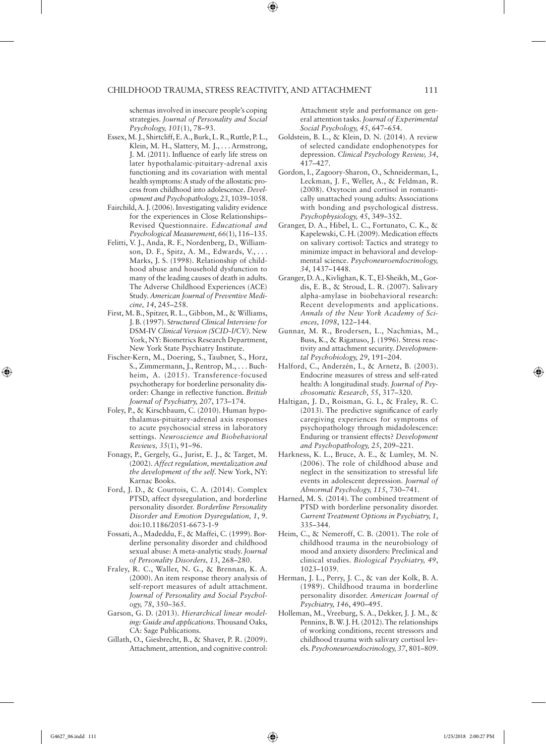schemas involved in insecure people's coping strategies. *Journal of Personality and Social Psychology, 101*(1), 78–93.

Essex, M. J., Shirtcliff, E. A., Burk, L. R., Ruttle, P. L., Klein, M. H., Slattery, M. J., . . . Armstrong, J. M. (2011). Influence of early life stress on later hypothalamic-pituitary-adrenal axis functioning and its covariation with mental health symptoms: A study of the allostatic process from childhood into adolescence. *Development and Psychopathology, 23*, 1039–1058.

Fairchild, A. J. (2006). Investigating validity evidence for the experiences in Close Relationships–Revised Questionnaire. *Educational and Psychological Measurement, 66*(1), 116–135.

Felitti, V. J., Anda, R. F., Nordenberg, D., Williamson, D. F., Spitz, A. M., Edwards, V., . . . Marks, J. S. (1998). Relationship of childhood abuse and household dysfunction to many of the leading causes of death in adults. The Adverse Childhood Experiences (ACE) Study. *American Journal of Preventive Medicine, 14*, 245–258.

First, M. B., Spitzer, R. L., Gibbon, M., & Williams, J. B. (1997). *Structured Clinical Interview for* DSM-IV *Clinical Version (SCID-I/CV)*. New York, NY: Biometrics Research Department, New York State Psychiatry Institute.

Fischer-Kern, M., Doering, S., Taubner, S., Horz, S., Zimmermann, J., Rentrop, M., . . . Buchheim, A. (2015). Transference-focused psychotherapy for borderline personality disorder: Change in reflective function. *British Journal of Psychiatry, 207*, 173–174.

Foley, P., & Kirschbaum, C. (2010). Human hypothalamus-pituitary-adrenal axis responses to acute psychosocial stress in laboratory settings. *Neuroscience and Biobehavioral Reviews, 35*(1), 91–96.

Fonagy, P., Gergely, G., Jurist, E. J., & Target, M. (2002). *Affect regulation, mentalization and the development of the self*. New York, NY: Karnac Books.

Ford, J. D., & Courtois, C. A. (2014). Complex PTSD, affect dysregulation, and borderline personality disorder. *Borderline Personality Disorder and Emotion Dysregulation, 1*, 9. doi:10.1186/2051-6673-1-9

Fossati, A., Madeddu, F., & Maffei, C. (1999). Borderline personality disorder and childhood sexual abuse: A meta-analytic study. *Journal of Personality Disorders, 13*, 268–280.

Fraley, R. C., Waller, N. G., & Brennan, K. A. (2000). An item response theory analysis of self-report measures of adult attachment. *Journal of Personality and Social Psychology, 78*, 350–365.

Garson, G. D. (2013). *Hierarchical linear modeling: Guide and applications*. Thousand Oaks, CA: Sage Publications.

Gillath, O., Giesbrecht, B., & Shaver, P. R. (2009). Attachment, attention, and cognitive control: Attachment style and performance on general attention tasks. *Journal of Experimental Social Psychology, 45*, 647–654.

Goldstein, B. L., & Klein, D. N. (2014). A review of selected candidate endophenotypes for depression. *Clinical Psychology Review, 34*, 417–427.

Gordon, I., Zagoory-Sharon, O., Schneiderman, I., Leckman, J. F., Weller, A., & Feldman, R. (2008). Oxytocin and cortisol in romantically unattached young adults: Associations with bonding and psychological distress. *Psychophysiology, 45*, 349–352.

Granger, D. A., Hibel, L. C., Fortunato, C. K., & Kapelewski, C. H. (2009). Medication effects on salivary cortisol: Tactics and strategy to minimize impact in behavioral and developmental science. *Psychoneuroendocrinology, 34*, 1437–1448.

Granger, D. A., Kivlighan, K. T., El-Sheikh, M., Gordis, E. B., & Stroud, L. R. (2007). Salivary alpha-amylase in biobehavioral research: Recent developments and applications. *Annals of the New York Academy of Sciences, 1098*, 122–144.

Gunnar, M. R., Brodersen, L., Nachmias, M., Buss, K., & Rigatuso, J. (1996). Stress reactivity and attachment security. *Developmental Psychobiology, 29*, 191–204.

Halford, C., Anderzén, I., & Arnetz, B. (2003). Endocrine measures of stress and self-rated health: A longitudinal study. *Journal of Psychosomatic Research, 55*, 317–320.

Haltigan, J. D., Roisman, G. I., & Fraley, R. C. (2013). The predictive significance of early caregiving experiences for symptoms of psychopathology through midadolescence: Enduring or transient effects? *Development and Psychopathology, 25*, 209–221.

Harkness, K. L., Bruce, A. E., & Lumley, M. N. (2006). The role of childhood abuse and neglect in the sensitization to stressful life events in adolescent depression. *Journal of Abnormal Psychology, 115*, 730–741.

Harned, M. S. (2014). The combined treatment of PTSD with borderline personality disorder. *Current Treatment Options in Psychiatry, 1*, 335–344.

Heim, C., & Nemeroff, C. B. (2001). The role of childhood trauma in the neurobiology of mood and anxiety disorders: Preclinical and clinical studies. *Biological Psychiatry, 49*, 1023–1039.

Herman, J. L., Perry, J. C., & van der Kolk, B. A. (1989). Childhood trauma in borderline personality disorder. *American Journal of Psychiatry, 146*, 490–495.

Holleman, M., Vreeburg, S. A., Dekker, J. J. M., & Penninx, B. W. J. H. (2012). The relationships of working conditions, recent stressors and childhood trauma with salivary cortisol levels. *Psychoneuroendocrinology, 37*, 801–809.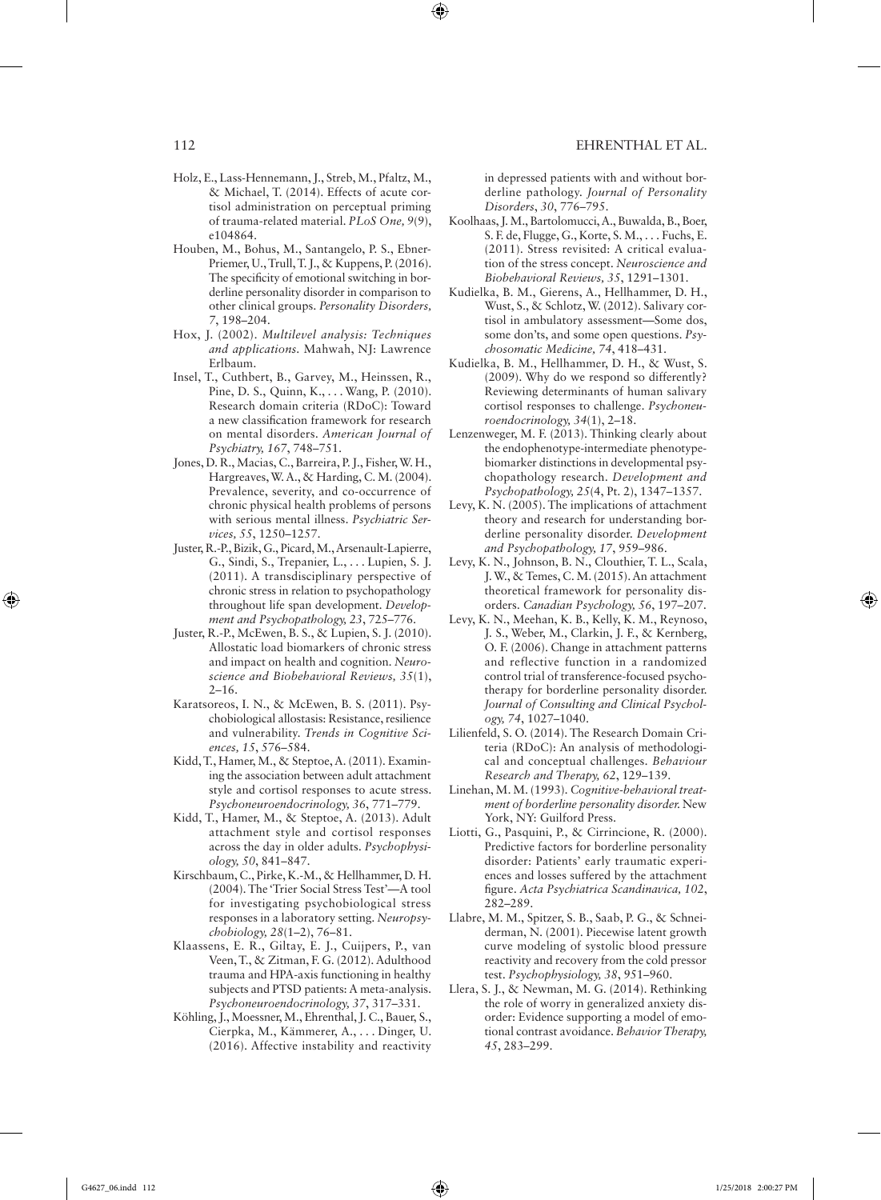Holz, E., Lass-Hennemann, J., Streb, M., Pfaltz, M., & Michael, T. (2014). Effects of acute cortisol administration on perceptual priming of trauma-related material. *PLoS One, 9*(9), e104864.

Houben, M., Bohus, M., Santangelo, P. S., Ebner-Priemer, U., Trull, T. J., & Kuppens, P. (2016). The specificity of emotional switching in borderline personality disorder in comparison to other clinical groups. *Personality Disorders, 7*, 198–204.

Hox, J. (2002). *Multilevel analysis: Techniques and applications*. Mahwah, NJ: Lawrence Erlbaum.

Insel, T., Cuthbert, B., Garvey, M., Heinssen, R., Pine, D. S., Quinn, K., . . . Wang, P. (2010). Research domain criteria (RDoC): Toward a new classification framework for research on mental disorders. *American Journal of Psychiatry, 167*, 748–751.

Jones, D. R., Macias, C., Barreira, P. J., Fisher, W. H., Hargreaves, W. A., & Harding, C. M. (2004). Prevalence, severity, and co-occurrence of chronic physical health problems of persons with serious mental illness. *Psychiatric Services, 55*, 1250–1257.

Juster, R.-P., Bizik, G., Picard, M., Arsenault-Lapierre, G., Sindi, S., Trepanier, L., . . . Lupien, S. J. (2011). A transdisciplinary perspective of chronic stress in relation to psychopathology throughout life span development. *Development and Psychopathology, 23*, 725–776.

Juster, R.-P., McEwen, B. S., & Lupien, S. J. (2010). Allostatic load biomarkers of chronic stress and impact on health and cognition. *Neuroscience and Biobehavioral Reviews, 35*(1), 2–16.

Karatsoreos, I. N., & McEwen, B. S. (2011). Psychobiological allostasis: Resistance, resilience and vulnerability. *Trends in Cognitive Sciences, 15*, 576–584.

Kidd, T., Hamer, M., & Steptoe, A. (2011). Examining the association between adult attachment style and cortisol responses to acute stress. *Psychoneuroendocrinology, 36*, 771–779.

Kidd, T., Hamer, M., & Steptoe, A. (2013). Adult attachment style and cortisol responses across the day in older adults. *Psychophysiology, 50*, 841–847.

Kirschbaum, C., Pirke, K.-M., & Hellhammer, D. H. (2004). The 'Trier Social Stress Test'—A tool for investigating psychobiological stress responses in a laboratory setting. *Neuropsychobiology, 28*(1–2), 76–81.

Klaassens, E. R., Giltay, E. J., Cuijpers, P., van Veen, T., & Zitman, F. G. (2012). Adulthood trauma and HPA-axis functioning in healthy subjects and PTSD patients: A meta-analysis. *Psychoneuroendocrinology, 37*, 317–331.

Köhling, J., Moessner, M., Ehrenthal, J. C., Bauer, S., Cierpka, M., Kämmerer, A., . . . Dinger, U. (2016). Affective instability and reactivity in depressed patients with and without borderline pathology. *Journal of Personality Disorders*, *30*, 776–795.

Koolhaas, J. M., Bartolomucci, A., Buwalda, B., Boer, S. F. de, Flugge, G., Korte, S. M., . . . Fuchs, E. (2011). Stress revisited: A critical evaluation of the stress concept. *Neuroscience and Biobehavioral Reviews, 35*, 1291–1301.

Kudielka, B. M., Gierens, A., Hellhammer, D. H., Wust, S., & Schlotz, W. (2012). Salivary cortisol in ambulatory assessment—Some dos, some don'ts, and some open questions. *Psychosomatic Medicine, 74*, 418–431.

Kudielka, B. M., Hellhammer, D. H., & Wust, S. (2009). Why do we respond so differently? Reviewing determinants of human salivary cortisol responses to challenge. *Psychoneuroendocrinology, 34*(1), 2–18.

Lenzenweger, M. F. (2013). Thinking clearly about the endophenotype-intermediate phenotype-biomarker distinctions in developmental psychopathology research. *Development and Psychopathology, 25*(4, Pt. 2), 1347–1357.

Levy, K. N. (2005). The implications of attachment theory and research for understanding borderline personality disorder. *Development and Psychopathology, 17*, 959–986.

Levy, K. N., Johnson, B. N., Clouthier, T. L., Scala, J. W., & Temes, C. M. (2015). An attachment theoretical framework for personality disorders. *Canadian Psychology, 56*, 197–207.

Levy, K. N., Meehan, K. B., Kelly, K. M., Reynoso, J. S., Weber, M., Clarkin, J. F., & Kernberg, O. F. (2006). Change in attachment patterns and reflective function in a randomized control trial of transference-focused psychotherapy for borderline personality disorder. *Journal of Consulting and Clinical Psychology, 74*, 1027–1040.

Lilienfeld, S. O. (2014). The Research Domain Criteria (RDoC): An analysis of methodological and conceptual challenges. *Behaviour Research and Therapy, 62*, 129–139.

Linehan, M. M. (1993). *Cognitive-behavioral treatment of borderline personality disorder*. New York, NY: Guilford Press.

Liotti, G., Pasquini, P., & Cirrincione, R. (2000). Predictive factors for borderline personality disorder: Patients' early traumatic experiences and losses suffered by the attachment figure. *Acta Psychiatrica Scandinavica, 102*, 282–289.

Llabre, M. M., Spitzer, S. B., Saab, P. G., & Schneiderman, N. (2001). Piecewise latent growth curve modeling of systolic blood pressure reactivity and recovery from the cold pressor test. *Psychophysiology, 38*, 951–960.

Llera, S. J., & Newman, M. G. (2014). Rethinking the role of worry in generalized anxiety disorder: Evidence supporting a model of emotional contrast avoidance. *Behavior Therapy, 45*, 283–299.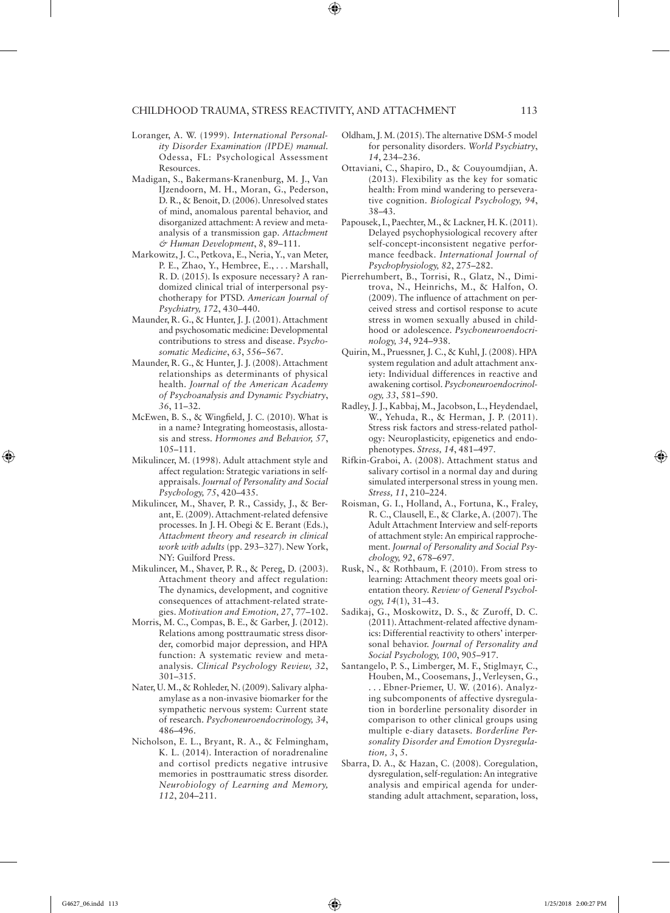Loranger, A. W. (1999). *International Personality Disorder Examination (IPDE) manual*. Odessa, FL: Psychological Assessment Resources.

Madigan, S., Bakermans-Kranenburg, M. J., Van IJzendoorn, M. H., Moran, G., Pederson, D. R., & Benoit, D. (2006). Unresolved states of mind, anomalous parental behavior, and disorganized attachment: A review and meta-analysis of a transmission gap. *Attachment & Human Development*, *8*, 89–111.

Markowitz, J. C., Petkova, E., Neria, Y., van Meter, P. E., Zhao, Y., Hembree, E., . . . Marshall, R. D. (2015). Is exposure necessary? A randomized clinical trial of interpersonal psychotherapy for PTSD. *American Journal of Psychiatry, 172*, 430–440.

Maunder, R. G., & Hunter, J. J. (2001). Attachment and psychosomatic medicine: Developmental contributions to stress and disease. *Psychosomatic Medicine*, *63*, 556–567.

Maunder, R. G., & Hunter, J. J. (2008). Attachment relationships as determinants of physical health. *Journal of the American Academy of Psychoanalysis and Dynamic Psychiatry*, *36*, 11–32.

McEwen, B. S., & Wingfield, J. C. (2010). What is in a name? Integrating homeostasis, allostasis and stress. *Hormones and Behavior, 57*, 105–111.

Mikulincer, M. (1998). Adult attachment style and affect regulation: Strategic variations in self-appraisals. *Journal of Personality and Social Psychology, 75*, 420–435.

Mikulincer, M., Shaver, P. R., Cassidy, J., & Berant, E. (2009). Attachment-related defensive processes. In J. H. Obegi & E. Berant (Eds.), *Attachment theory and research in clinical work with adults* (pp. 293–327). New York, NY: Guilford Press.

Mikulincer, M., Shaver, P. R., & Pereg, D. (2003). Attachment theory and affect regulation: The dynamics, development, and cognitive consequences of attachment-related strategies. *Motivation and Emotion, 27*, 77–102.

Morris, M. C., Compas, B. E., & Garber, J. (2012). Relations among posttraumatic stress disorder, comorbid major depression, and HPA function: A systematic review and meta-analysis. *Clinical Psychology Review, 32*, 301–315.

Nater, U. M., & Rohleder, N. (2009). Salivary alpha-amylase as a non-invasive biomarker for the sympathetic nervous system: Current state of research. *Psychoneuroendocrinology, 34*, 486–496.

Nicholson, E. L., Bryant, R. A., & Felmingham, K. L. (2014). Interaction of noradrenaline and cortisol predicts negative intrusive memories in posttraumatic stress disorder. *Neurobiology of Learning and Memory, 112*, 204–211.

Oldham, J. M. (2015). The alternative DSM-5 model for personality disorders. *World Psychiatry*, *14*, 234–236.

Ottaviani, C., Shapiro, D., & Couyoumdjian, A. (2013). Flexibility as the key for somatic health: From mind wandering to perseverative cognition. *Biological Psychology, 94*, 38–43.

Papousek, I., Paechter, M., & Lackner, H. K. (2011). Delayed psychophysiological recovery after self-concept-inconsistent negative performance feedback. *International Journal of Psychophysiology, 82*, 275–282.

Pierrehumbert, B., Torrisi, R., Glatz, N., Dimitrova, N., Heinrichs, M., & Halfon, O. (2009). The influence of attachment on perceived stress and cortisol response to acute stress in women sexually abused in childhood or adolescence. *Psychoneuroendocrinology, 34*, 924–938.

Quirin, M., Pruessner, J. C., & Kuhl, J. (2008). HPA system regulation and adult attachment anxiety: Individual differences in reactive and awakening cortisol. *Psychoneuroendocrinology, 33*, 581–590.

Radley, J. J., Kabbaj, M., Jacobson, L., Heydendael, W., Yehuda, R., & Herman, J. P. (2011). Stress risk factors and stress-related pathology: Neuroplasticity, epigenetics and endophenotypes. *Stress, 14*, 481–497.

Rifkin-Graboi, A. (2008). Attachment status and salivary cortisol in a normal day and during simulated interpersonal stress in young men. *Stress, 11*, 210–224.

Roisman, G. I., Holland, A., Fortuna, K., Fraley, R. C., Clausell, E., & Clarke, A. (2007). The Adult Attachment Interview and self-reports of attachment style: An empirical rapprochement. *Journal of Personality and Social Psychology, 92*, 678–697.

Rusk, N., & Rothbaum, F. (2010). From stress to learning: Attachment theory meets goal orientation theory. *Review of General Psychology, 14*(1), 31–43.

Sadikaj, G., Moskowitz, D. S., & Zuroff, D. C. (2011). Attachment-related affective dynamics: Differential reactivity to others' interpersonal behavior. *Journal of Personality and Social Psychology, 100*, 905–917.

Santangelo, P. S., Limberger, M. F., Stiglmayr, C., Houben, M., Coosemans, J., Verleysen, G., . . . Ebner-Priemer, U. W. (2016). Analyzing subcomponents of affective dysregulation in borderline personality disorder in comparison to other clinical groups using multiple e-diary datasets. *Borderline Personality Disorder and Emotion Dysregulation, 3*, 5.

Sbarra, D. A., & Hazan, C. (2008). Coregulation, dysregulation, self-regulation: An integrative analysis and empirical agenda for understanding adult attachment, separation, loss,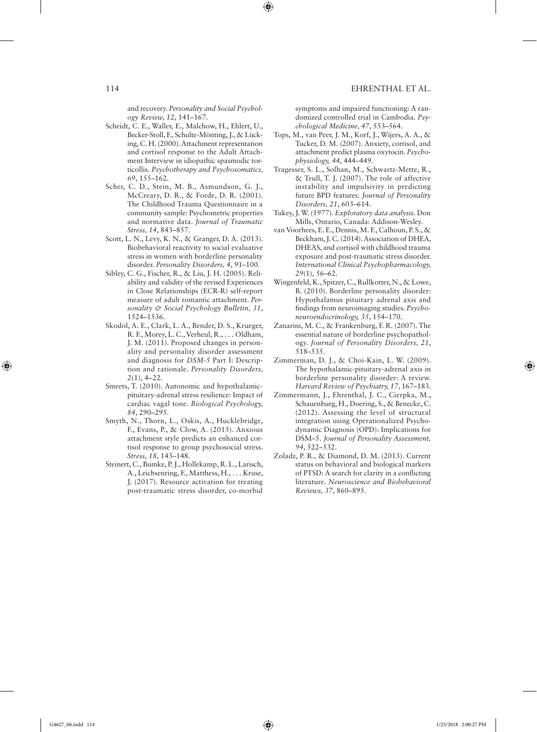and recovery. *Personality and Social Psychology Review, 12*, 141–167.

Scheidt, C. E., Waller, E., Malchow, H., Ehlert, U., Becker-Stoll, F., Schulte-Mönting, J., & Lücking, C. H. (2000). Attachment representation and cortisol response to the Adult Attachment Interview in idiopathic spasmodic torticollis. *Psychotherapy and Psychosomatics, 69*, 155–162.

Scher, C. D., Stein, M. B., Asmundson, G. J., McCreary, D. R., & Forde, D. R. (2001). The Childhood Trauma Questionnaire in a community sample: Psychometric properties and normative data. *Journal of Traumatic Stress, 14*, 843–857.

Scott, L. N., Levy, K. N., & Granger, D. A. (2013). Biobehavioral reactivity to social evaluative stress in women with borderline personality disorder. *Personality Disorders, 4*, 91–100.

Sibley, C. G., Fischer, R., & Liu, J. H. (2005). Reliability and validity of the revised Experiences in Close Relationships (ECR-R) self-report measure of adult romantic attachment. *Personality & Social Psychology Bulletin, 31*, 1524–1536.

Skodol, A. E., Clark, L. A., Bender, D. S., Krueger, R. F., Morey, L. C., Verheul, R., . . . Oldham, J. M. (2011). Proposed changes in personality and personality disorder assessment and diagnosis for *DSM-5* Part I: Description and rationale. *Personality Disorders, 2*(1), 4–22.

Smeets, T. (2010). Autonomic and hypothalamic-pituitary-adrenal stress resilience: Impact of cardiac vagal tone. *Biological Psychology, 84*, 290–295.

Smyth, N., Thorn, L., Oskis, A., Hucklebridge, F., Evans, P., & Clow, A. (2015). Anxious attachment style predicts an enhanced cortisol response to group psychosocial stress. *Stress, 18*, 143–148.

Steinert, C., Bumke, P. J., Hollekamp, R. L., Larisch, A., Leichsenring, F., Matthess, H., . . . Kruse, J. (2017). Resource activation for treating post-traumatic stress disorder, co-morbid symptoms and impaired functioning: A randomized controlled trial in Cambodia. *Psychological Medicine*, *47*, 553–564.

Tops, M., van Peer, J. M., Korf, J., Wijers, A. A., & Tucker, D. M. (2007). Anxiety, cortisol, and attachment predict plasma oxytocin. *Psychophysiology, 44*, 444–449.

Tragesser, S. L., Solhan, M., Schwartz-Mette, R., & Trull, T. J. (2007). The role of affective instability and impulsivity in predicting future BPD features. *Journal of Personality Disorders, 21*, 603–614.

Tukey, J. W. (1977). *Exploratory data analysis*. Don Mills, Ontario, Canada: Addison-Wesley.

van Voorhees, E. E., Dennis, M. F., Calhoun, P. S., & Beckham, J. C. (2014). Association of DHEA, DHEAS, and cortisol with childhood trauma exposure and post-traumatic stress disorder. *International Clinical Psychopharmacology, 29*(1), 56–62.

Wingenfeld, K., Spitzer, C., Rullkotter, N., & Lowe, B. (2010). Borderline personality disorder: Hypothalamus pituitary adrenal axis and findings from neuroimaging studies. *Psychoneuroendocrinology, 35*, 154–170.

Zanarini, M. C., & Frankenburg, F. R. (2007). The essential nature of borderline psychopathology. *Journal of Personality Disorders, 21*, 518–535.

Zimmerman, D. J., & Choi-Kain, L. W. (2009). The hypothalamic-pituitary-adrenal axis in borderline personality disorder: A review. *Harvard Review of Psychiatry, 17*, 167–183.

Zimmermann, J., Ehrenthal, J. C., Cierpka, M., Schauenburg, H., Doering, S., & Benecke, C. (2012). Assessing the level of structural integration using Operationalized Psychodynamic Diagnosis (OPD): Implications for DSM–5. *Journal of Personality Assessment, 94*, 522–532.

Zoladz, P. R., & Diamond, D. M. (2013). Current status on behavioral and biological markers of PTSD: A search for clarity in a conflicting literature. *Neuroscience and Biobehavioral Reviews, 37*, 860–895.